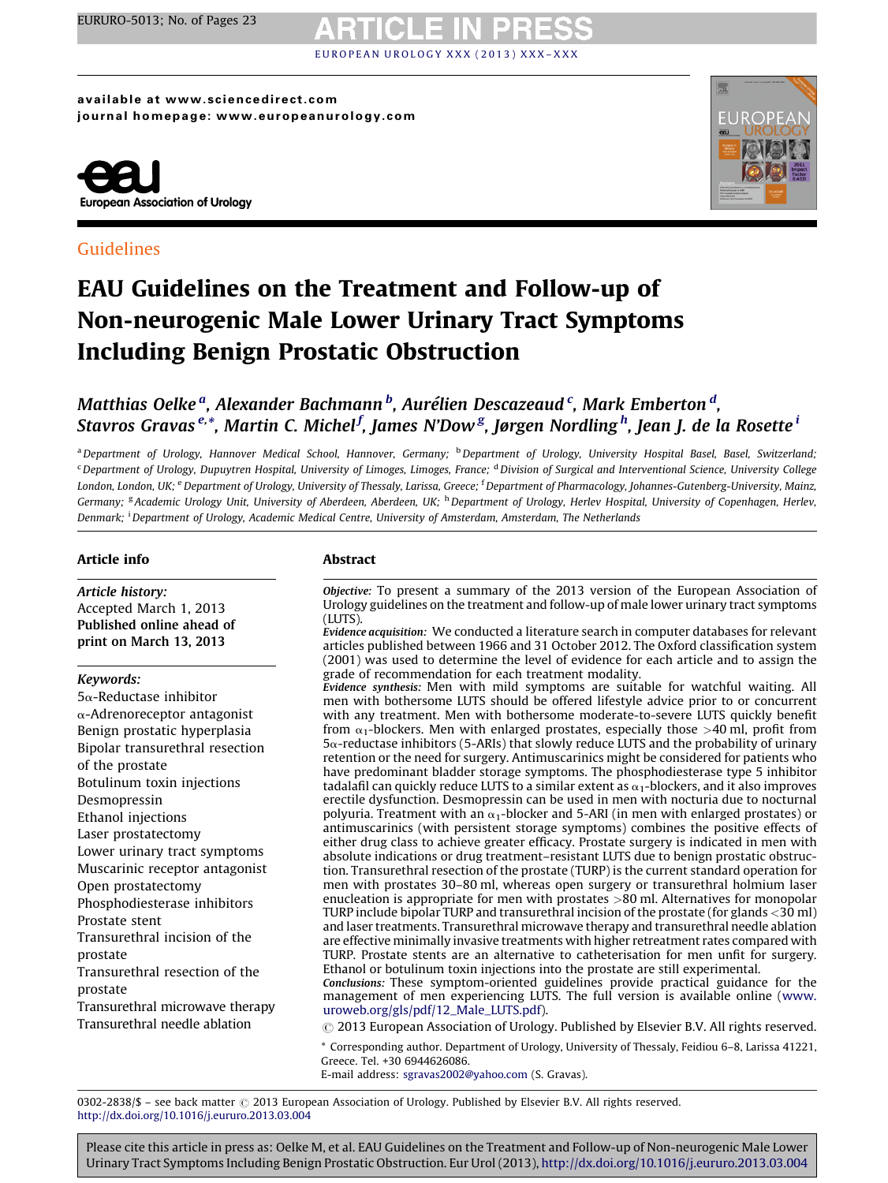available at www.sciencedirect.com
journal homepage: www.europeanurology.com

European Association of Urology

Guidelines

# EAU Guidelines on the Treatment and Follow-up of Non-neurogenic Male Lower Urinary Tract Symptoms Including Benign Prostatic Obstruction

*Matthias Oelke [a], Alexander Bachmann [b], Aurélien Descazeaud [c], Mark Emberton [d], Stavros Gravas [e,*], Martin C. Michel [f], James N'Dow [g], Jørgen Nordling [h], Jean J. de la Rosette [i]*

[a] *Department of Urology, Hannover Medical School, Hannover, Germany;* [b] *Department of Urology, University Hospital Basel, Basel, Switzerland;* [c] *Department of Urology, Dupuytren Hospital, University of Limoges, Limoges, France;* [d] *Division of Surgical and Interventional Science, University College London, London, UK;* [e] *Department of Urology, University of Thessaly, Larissa, Greece;* [f] *Department of Pharmacology, Johannes-Gutenberg-University, Mainz, Germany;* [g] *Academic Urology Unit, University of Aberdeen, Aberdeen, UK;* [h] *Department of Urology, Herlev Hospital, University of Copenhagen, Herlev, Denmark;* [i] *Department of Urology, Academic Medical Centre, University of Amsterdam, Amsterdam, The Netherlands*

## Article info

*Article history:*
Accepted March 1, 2013
**Published online ahead of print on March 13, 2013**

*Keywords:*
5α-Reductase inhibitor
α-Adrenoreceptor antagonist
Benign prostatic hyperplasia
Bipolar transurethral resection of the prostate
Botulinum toxin injections
Desmopressin
Ethanol injections
Laser prostatectomy
Lower urinary tract symptoms
Muscarinic receptor antagonist
Open prostatectomy
Phosphodiesterase inhibitors
Prostate stent
Transurethral incision of the prostate
Transurethral resection of the prostate
Transurethral microwave therapy
Transurethral needle ablation

## Abstract

***Objective:*** To present a summary of the 2013 version of the European Association of Urology guidelines on the treatment and follow-up of male lower urinary tract symptoms (LUTS).

***Evidence acquisition:*** We conducted a literature search in computer databases for relevant articles published between 1966 and 31 October 2012. The Oxford classification system (2001) was used to determine the level of evidence for each article and to assign the grade of recommendation for each treatment modality.

***Evidence synthesis:*** Men with mild symptoms are suitable for watchful waiting. All men with bothersome LUTS should be offered lifestyle advice prior to or concurrent with any treatment. Men with bothersome moderate-to-severe LUTS quickly benefit from $\alpha_1$-blockers. Men with enlarged prostates, especially those >40 ml, profit from 5α-reductase inhibitors (5-ARIs) that slowly reduce LUTS and the probability of urinary retention or the need for surgery. Antimuscarinics might be considered for patients who have predominant bladder storage symptoms. The phosphodiesterase type 5 inhibitor tadalafil can quickly reduce LUTS to a similar extent as $\alpha_1$-blockers, and it also improves erectile dysfunction. Desmopressin can be used in men with nocturia due to nocturnal polyuria. Treatment with an $\alpha_1$-blocker and 5-ARI (in men with enlarged prostates) or antimuscarinics (with persistent storage symptoms) combines the positive effects of either drug class to achieve greater efficacy. Prostate surgery is indicated in men with absolute indications or drug treatment–resistant LUTS due to benign prostatic obstruction. Transurethral resection of the prostate (TURP) is the current standard operation for men with prostates 30–80 ml, whereas open surgery or transurethral holmium laser enucleation is appropriate for men with prostates >80 ml. Alternatives for monopolar TURP include bipolar TURP and transurethral incision of the prostate (for glands <30 ml) and laser treatments. Transurethral microwave therapy and transurethral needle ablation are effective minimally invasive treatments with higher retreatment rates compared with TURP. Prostate stents are an alternative to catheterisation for men unfit for surgery. Ethanol or botulinum toxin injections into the prostate are still experimental.

***Conclusions:*** These symptom-oriented guidelines provide practical guidance for the management of men experiencing LUTS. The full version is available online (www.uroweb.org/gls/pdf/12_Male_LUTS.pdf).

© 2013 European Association of Urology. Published by Elsevier B.V. All rights reserved.

* Corresponding author. Department of Urology, University of Thessaly, Feidiou 6–8, Larissa 41221, Greece. Tel. +30 6944626086.
E-mail address: sgravas2002@yahoo.com (S. Gravas).

0302-2838/$ – see back matter © 2013 European Association of Urology. Published by Elsevier B.V. All rights reserved.
http://dx.doi.org/10.1016/j.eururo.2013.03.004

Please cite this article in press as: Oelke M, et al. EAU Guidelines on the Treatment and Follow-up of Non-neurogenic Male Lower Urinary Tract Symptoms Including Benign Prostatic Obstruction. Eur Urol (2013), http://dx.doi.org/10.1016/j.eururo.2013.03.004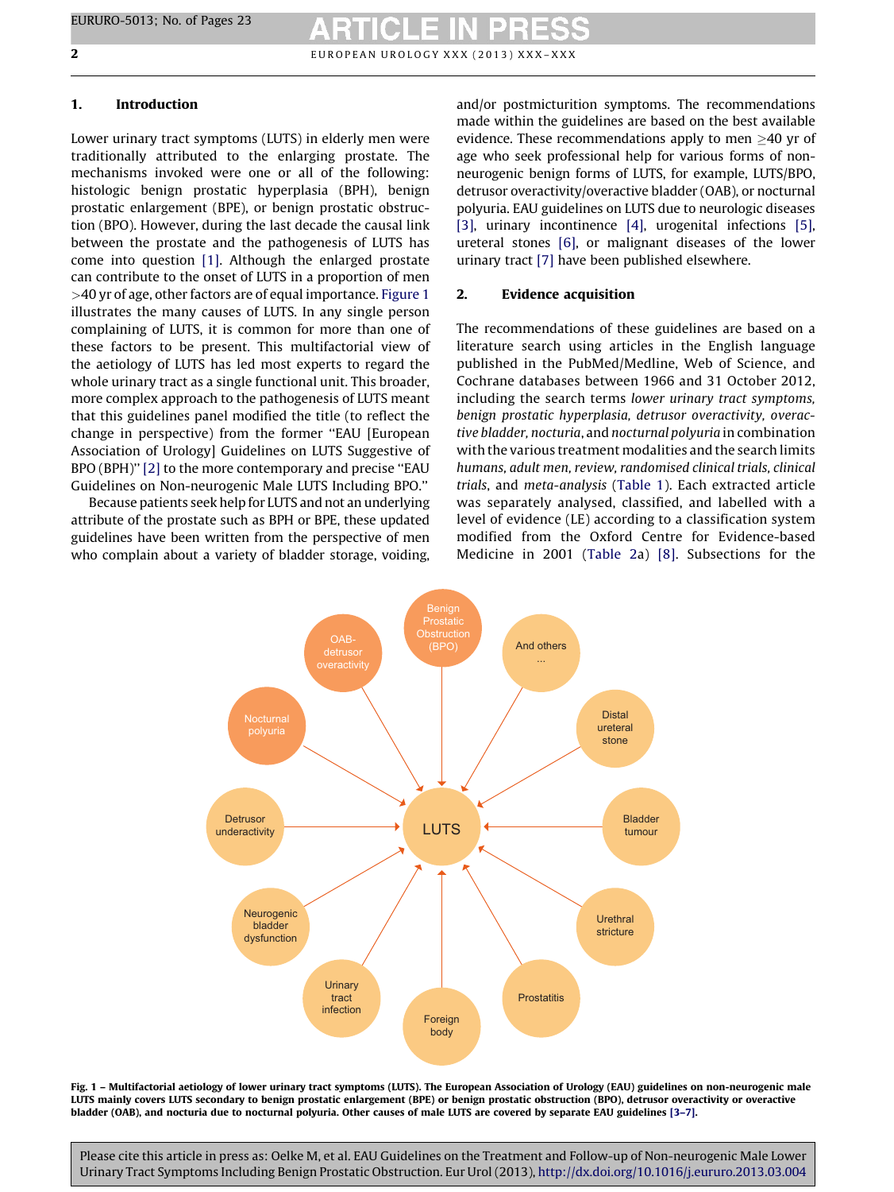## 1. Introduction

Lower urinary tract symptoms (LUTS) in elderly men were traditionally attributed to the enlarging prostate. The mechanisms invoked were one or all of the following: histologic benign prostatic hyperplasia (BPH), benign prostatic enlargement (BPE), or benign prostatic obstruction (BPO). However, during the last decade the causal link between the prostate and the pathogenesis of LUTS has come into question [1]. Although the enlarged prostate can contribute to the onset of LUTS in a proportion of men >40 yr of age, other factors are of equal importance. Figure 1 illustrates the many causes of LUTS. In any single person complaining of LUTS, it is common for more than one of these factors to be present. This multifactorial view of the aetiology of LUTS has led most experts to regard the whole urinary tract as a single functional unit. This broader, more complex approach to the pathogenesis of LUTS meant that this guidelines panel modified the title (to reflect the change in perspective) from the former "EAU [European Association of Urology] Guidelines on LUTS Suggestive of BPO (BPH)" [2] to the more contemporary and precise "EAU Guidelines on Non-neurogenic Male LUTS Including BPO."

Because patients seek help for LUTS and not an underlying attribute of the prostate such as BPH or BPE, these updated guidelines have been written from the perspective of men who complain about a variety of bladder storage, voiding, and/or postmicturition symptoms. The recommendations made within the guidelines are based on the best available evidence. These recommendations apply to men ≥40 yr of age who seek professional help for various forms of non-neurogenic benign forms of LUTS, for example, LUTS/BPO, detrusor overactivity/overactive bladder (OAB), or nocturnal polyuria. EAU guidelines on LUTS due to neurologic diseases [3], urinary incontinence [4], urogenital infections [5], ureteral stones [6], or malignant diseases of the lower urinary tract [7] have been published elsewhere.

## 2. Evidence acquisition

The recommendations of these guidelines are based on a literature search using articles in the English language published in the PubMed/Medline, Web of Science, and Cochrane databases between 1966 and 31 October 2012, including the search terms *lower urinary tract symptoms, benign prostatic hyperplasia, detrusor overactivity, overactive bladder, nocturia*, and *nocturnal polyuria* in combination with the various treatment modalities and the search limits *humans, adult men, review, randomised clinical trials, clinical trials*, and *meta-analysis* (Table 1). Each extracted article was separately analysed, classified, and labelled with a level of evidence (LE) according to a classification system modified from the Oxford Centre for Evidence-based Medicine in 2001 (Table 2a) [8]. Subsections for the

Benign Prostatic Obstruction (BPO) | OAB-detrusor overactivity | And others ... | Nocturnal polyuria | Distal ureteral stone | Detrusor underactivity | LUTS | Bladder tumour | Neurogenic bladder dysfunction | Urethral stricture | Urinary tract infection | Prostatitis | Foreign body

**Fig. 1 – Multifactorial aetiology of lower urinary tract symptoms (LUTS). The European Association of Urology (EAU) guidelines on non-neurogenic male LUTS mainly covers LUTS secondary to benign prostatic enlargement (BPE) or benign prostatic obstruction (BPO), detrusor overactivity or overactive bladder (OAB), and nocturia due to nocturnal polyuria. Other causes of male LUTS are covered by separate EAU guidelines [3–7].**

Please cite this article in press as: Oelke M, et al. EAU Guidelines on the Treatment and Follow-up of Non-neurogenic Male Lower Urinary Tract Symptoms Including Benign Prostatic Obstruction. Eur Urol (2013), http://dx.doi.org/10.1016/j.eururo.2013.03.004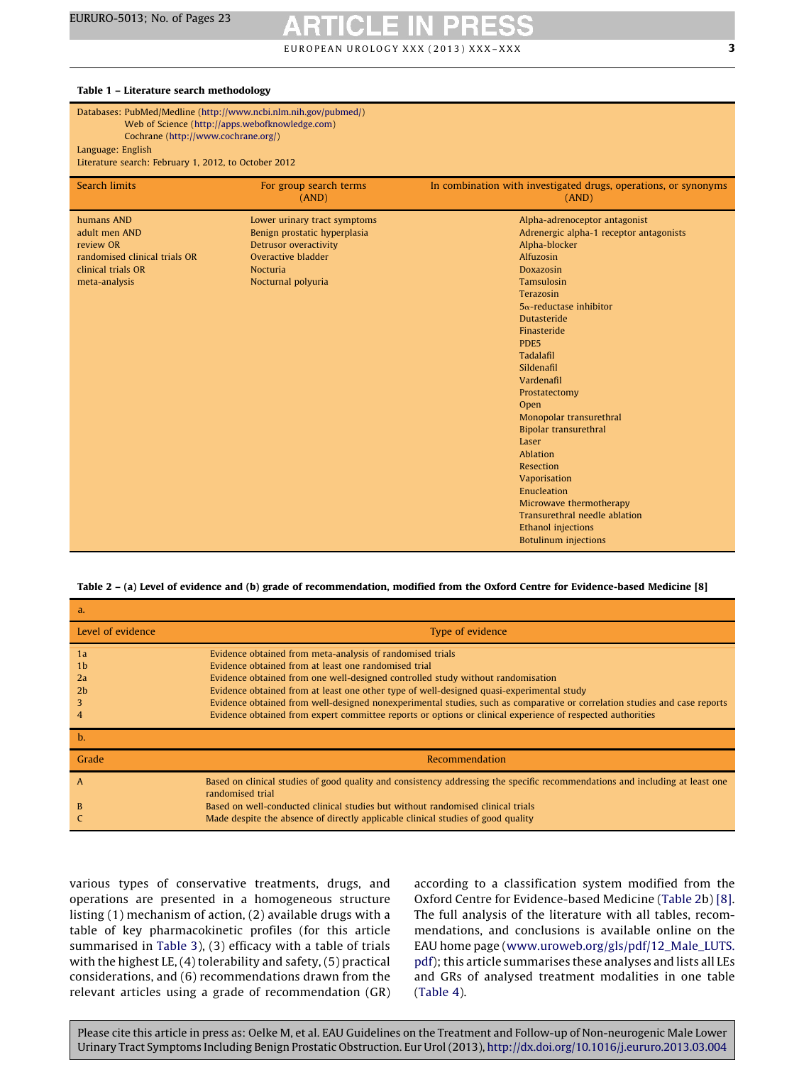**Table 1 – Literature search methodology**

Databases: PubMed/Medline (http://www.ncbi.nlm.nih.gov/pubmed/)
Web of Science (http://apps.webofknowledge.com)
Cochrane (http://www.cochrane.org/)
Language: English
Literature search: February 1, 2012, to October 2012

| Search limits | For group search terms (AND) | In combination with investigated drugs, operations, or synonyms (AND) |
|---|---|---|
| humans AND | Lower urinary tract symptoms | Alpha-adrenoceptor antagonist |
| adult men AND | Benign prostatic hyperplasia | Adrenergic alpha-1 receptor antagonists |
| review OR | Detrusor overactivity | Alpha-blocker |
| randomised clinical trials OR | Overactive bladder | Alfuzosin |
| clinical trials OR | Nocturia | Doxazosin |
| meta-analysis | Nocturnal polyuria | Tamsulosin |
| | | Terazosin |
| | | 5α-reductase inhibitor |
| | | Dutasteride |
| | | Finasteride |
| | | PDE5 |
| | | Tadalafil |
| | | Sildenafil |
| | | Vardenafil |
| | | Prostatectomy |
| | | Open |
| | | Monopolar transurethral |
| | | Bipolar transurethral |
| | | Laser |
| | | Ablation |
| | | Resection |
| | | Vaporisation |
| | | Enucleation |
| | | Microwave thermotherapy |
| | | Transurethral needle ablation |
| | | Ethanol injections |
| | | Botulinum injections |

**Table 2 – (a) Level of evidence and (b) grade of recommendation, modified from the Oxford Centre for Evidence-based Medicine [8]**

a.

| Level of evidence | Type of evidence |
|---|---|
| 1a | Evidence obtained from meta-analysis of randomised trials |
| 1b | Evidence obtained from at least one randomised trial |
| 2a | Evidence obtained from one well-designed controlled study without randomisation |
| 2b | Evidence obtained from at least one other type of well-designed quasi-experimental study |
| 3 | Evidence obtained from well-designed nonexperimental studies, such as comparative or correlation studies and case reports |
| 4 | Evidence obtained from expert committee reports or options or clinical experience of respected authorities |

b.

| Grade | Recommendation |
|---|---|
| A | Based on clinical studies of good quality and consistency addressing the specific recommendations and including at least one randomised trial |
| B | Based on well-conducted clinical studies but without randomised clinical trials |
| C | Made despite the absence of directly applicable clinical studies of good quality |

various types of conservative treatments, drugs, and operations are presented in a homogeneous structure listing (1) mechanism of action, (2) available drugs with a table of key pharmacokinetic profiles (for this article summarised in Table 3), (3) efficacy with a table of trials with the highest LE, (4) tolerability and safety, (5) practical considerations, and (6) recommendations drawn from the relevant articles using a grade of recommendation (GR) according to a classification system modified from the Oxford Centre for Evidence-based Medicine (Table 2b) [8]. The full analysis of the literature with all tables, recommendations, and conclusions is available online on the EAU home page (www.uroweb.org/gls/pdf/12_Male_LUTS.pdf); this article summarises these analyses and lists all LEs and GRs of analysed treatment modalities in one table (Table 4).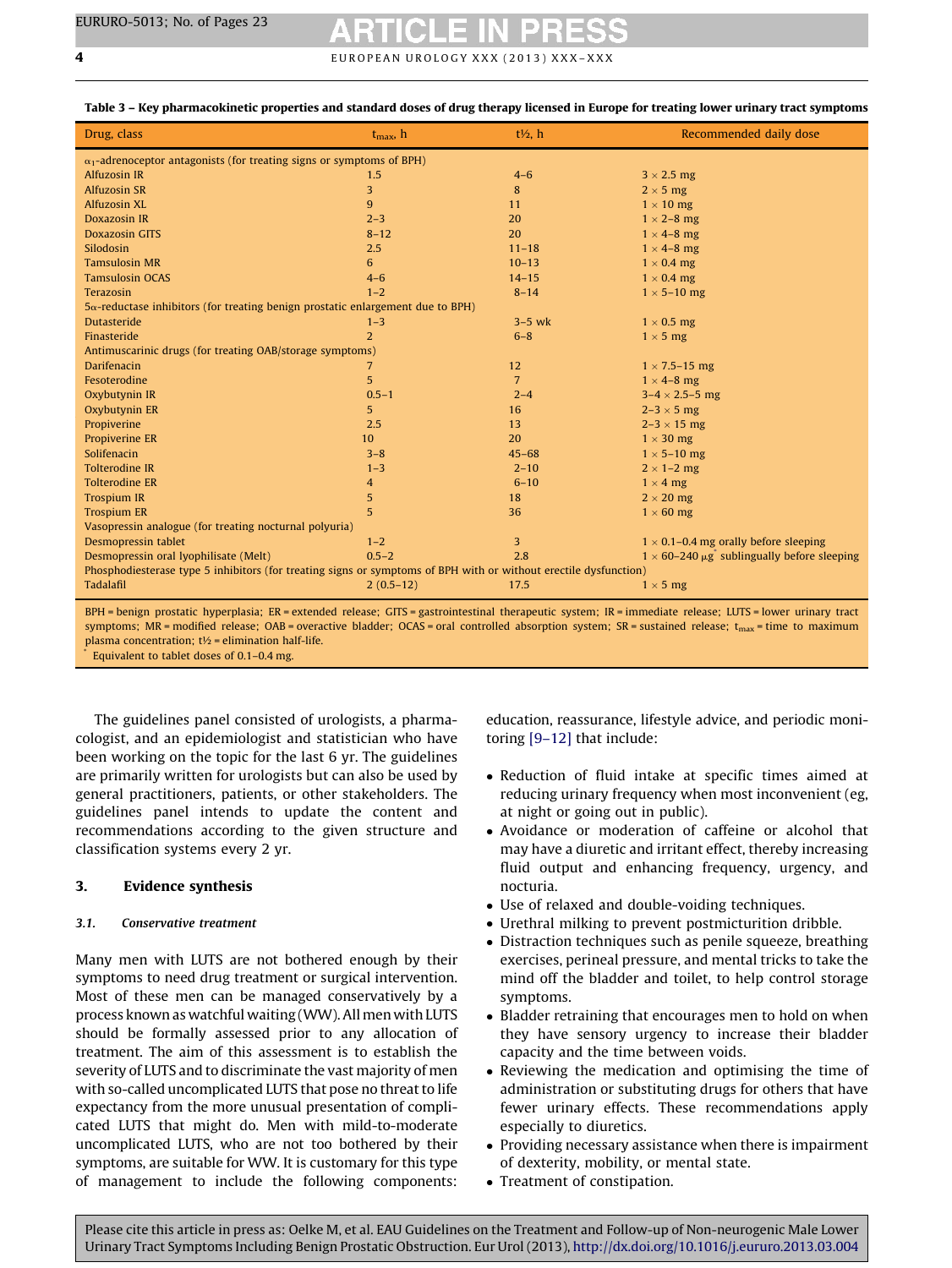**Table 3 – Key pharmacokinetic properties and standard doses of drug therapy licensed in Europe for treating lower urinary tract symptoms**

| Drug, class | $t_{max}$, h | t½, h | Recommended daily dose |
|---|---|---|---|
| $\alpha_1$-adrenoceptor antagonists (for treating signs or symptoms of BPH) | | | |
| Alfuzosin IR | 1.5 | 4–6 | 3 × 2.5 mg |
| Alfuzosin SR | 3 | 8 | 2 × 5 mg |
| Alfuzosin XL | 9 | 11 | 1 × 10 mg |
| Doxazosin IR | 2–3 | 20 | 1 × 2–8 mg |
| Doxazosin GITS | 8–12 | 20 | 1 × 4–8 mg |
| Silodosin | 2.5 | 11–18 | 1 × 4–8 mg |
| Tamsulosin MR | 6 | 10–13 | 1 × 0.4 mg |
| Tamsulosin OCAS | 4–6 | 14–15 | 1 × 0.4 mg |
| Terazosin | 1–2 | 8–14 | 1 × 5–10 mg |
| 5α-reductase inhibitors (for treating benign prostatic enlargement due to BPH) | | | |
| Dutasteride | 1–3 | 3–5 wk | 1 × 0.5 mg |
| Finasteride | 2 | 6–8 | 1 × 5 mg |
| Antimuscarinic drugs (for treating OAB/storage symptoms) | | | |
| Darifenacin | 7 | 12 | 1 × 7.5–15 mg |
| Fesoterodine | 5 | 7 | 1 × 4–8 mg |
| Oxybutynin IR | 0.5–1 | 2–4 | 3–4 × 2.5–5 mg |
| Oxybutynin ER | 5 | 16 | 2–3 × 5 mg |
| Propiverine | 2.5 | 13 | 2–3 × 15 mg |
| Propiverine ER | 10 | 20 | 1 × 30 mg |
| Solifenacin | 3–8 | 45–68 | 1 × 5–10 mg |
| Tolterodine IR | 1–3 | 2–10 | 2 × 1–2 mg |
| Tolterodine ER | 4 | 6–10 | 1 × 4 mg |
| Trospium IR | 5 | 18 | 2 × 20 mg |
| Trospium ER | 5 | 36 | 1 × 60 mg |
| Vasopressin analogue (for treating nocturnal polyuria) | | | |
| Desmopressin tablet | 1–2 | 3 | 1 × 0.1–0.4 mg orally before sleeping |
| Desmopressin oral lyophilisate (Melt) | 0.5–2 | 2.8 | 1 × 60–240 μg* sublingually before sleeping |
| Phosphodiesterase type 5 inhibitors (for treating signs or symptoms of BPH with or without erectile dysfunction) | | | |
| Tadalafil | 2 (0.5–12) | 17.5 | 1 × 5 mg |

BPH = benign prostatic hyperplasia; ER = extended release; GITS = gastrointestinal therapeutic system; IR = immediate release; LUTS = lower urinary tract symptoms; MR = modified release; OAB = overactive bladder; OCAS = oral controlled absorption system; SR = sustained release; $t_{max}$ = time to maximum plasma concentration; t½ = elimination half-life.
* Equivalent to tablet doses of 0.1–0.4 mg.

The guidelines panel consisted of urologists, a pharmacologist, and an epidemiologist and statistician who have been working on the topic for the last 6 yr. The guidelines are primarily written for urologists but can also be used by general practitioners, patients, or other stakeholders. The guidelines panel intends to update the content and recommendations according to the given structure and classification systems every 2 yr.

## 3. Evidence synthesis

### 3.1. *Conservative treatment*

Many men with LUTS are not bothered enough by their symptoms to need drug treatment or surgical intervention. Most of these men can be managed conservatively by a process known as watchful waiting (WW). All men with LUTS should be formally assessed prior to any allocation of treatment. The aim of this assessment is to establish the severity of LUTS and to discriminate the vast majority of men with so-called uncomplicated LUTS that pose no threat to life expectancy from the more unusual presentation of complicated LUTS that might do. Men with mild-to-moderate uncomplicated LUTS, who are not too bothered by their symptoms, are suitable for WW. It is customary for this type of management to include the following components: education, reassurance, lifestyle advice, and periodic monitoring [9–12] that include:

- Reduction of fluid intake at specific times aimed at reducing urinary frequency when most inconvenient (eg, at night or going out in public).
- Avoidance or moderation of caffeine or alcohol that may have a diuretic and irritant effect, thereby increasing fluid output and enhancing frequency, urgency, and nocturia.
- Use of relaxed and double-voiding techniques.
- Urethral milking to prevent postmicturition dribble.
- Distraction techniques such as penile squeeze, breathing exercises, perineal pressure, and mental tricks to take the mind off the bladder and toilet, to help control storage symptoms.
- Bladder retraining that encourages men to hold on when they have sensory urgency to increase their bladder capacity and the time between voids.
- Reviewing the medication and optimising the time of administration or substituting drugs for others that have fewer urinary effects. These recommendations apply especially to diuretics.
- Providing necessary assistance when there is impairment of dexterity, mobility, or mental state.
- Treatment of constipation.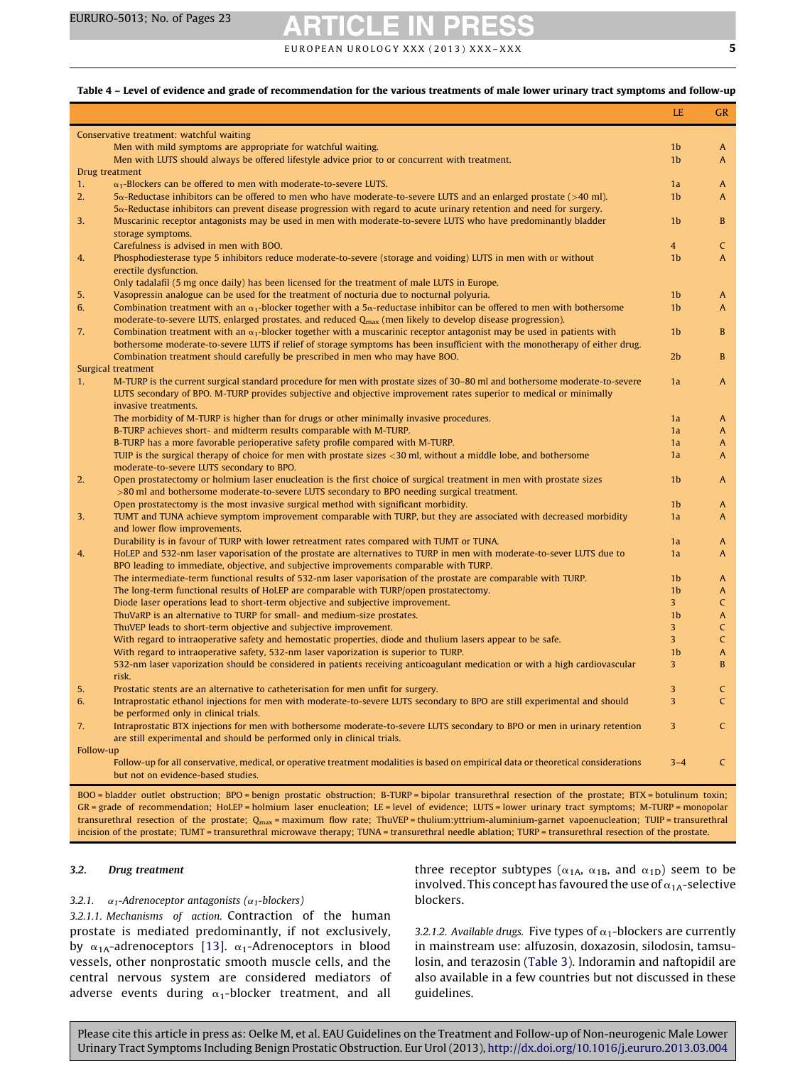**Table 4 – Level of evidence and grade of recommendation for the various treatments of male lower urinary tract symptoms and follow-up**

| | | LE | GR |
|---|---|---|---|
| Conservative treatment: watchful waiting | | | |
| | Men with mild symptoms are appropriate for watchful waiting. | 1b | A |
| | Men with LUTS should always be offered lifestyle advice prior to or concurrent with treatment. | 1b | A |
| Drug treatment | | | |
| 1. | $\alpha_1$-Blockers can be offered to men with moderate-to-severe LUTS. | 1a | A |
| 2. | 5$\alpha$-Reductase inhibitors can be offered to men who have moderate-to-severe LUTS and an enlarged prostate (>40 ml). 5$\alpha$-Reductase inhibitors can prevent disease progression with regard to acute urinary retention and need for surgery. | 1b | A |
| 3. | Muscarinic receptor antagonists may be used in men with moderate-to-severe LUTS who have predominantly bladder storage symptoms. | 1b | B |
| | Carefulness is advised in men with BOO. | 4 | C |
| 4. | Phosphodiesterase type 5 inhibitors reduce moderate-to-severe (storage and voiding) LUTS in men with or without erectile dysfunction. Only tadalafil (5 mg once daily) has been licensed for the treatment of male LUTS in Europe. | 1b | A |
| 5. | Vasopressin analogue can be used for the treatment of nocturia due to nocturnal polyuria. | 1b | A |
| 6. | Combination treatment with an $\alpha_1$-blocker together with a 5$\alpha$-reductase inhibitor can be offered to men with bothersome moderate-to-severe LUTS, enlarged prostates, and reduced $Q_{max}$ (men likely to develop disease progression). | 1b | A |
| 7. | Combination treatment with an $\alpha_1$-blocker together with a muscarinic receptor antagonist may be used in patients with bothersome moderate-to-severe LUTS if relief of storage symptoms has been insufficient with the monotherapy of either drug. | 1b | B |
| | Combination treatment should carefully be prescribed in men who may have BOO. | 2b | B |
| Surgical treatment | | | |
| 1. | M-TURP is the current surgical standard procedure for men with prostate sizes of 30–80 ml and bothersome moderate-to-severe LUTS secondary to BPO. M-TURP provides subjective and objective improvement rates superior to medical or minimally invasive treatments. | 1a | A |
| | The morbidity of M-TURP is higher than for drugs or other minimally invasive procedures. | 1a | A |
| | B-TURP achieves short- and midterm results comparable with M-TURP. | 1a | A |
| | B-TURP has a more favorable perioperative safety profile compared with M-TURP. | 1a | A |
| | TUIP is the surgical therapy of choice for men with prostate sizes <30 ml, without a middle lobe, and bothersome moderate-to-severe LUTS secondary to BPO. | 1a | A |
| 2. | Open prostatectomy or holmium laser enucleation is the first choice of surgical treatment in men with prostate sizes >80 ml and bothersome moderate-to-severe LUTS secondary to BPO needing surgical treatment. | 1b | A |
| | Open prostatectomy is the most invasive surgical method with significant morbidity. | 1b | A |
| 3. | TUMT and TUNA achieve symptom improvement comparable with TURP, but they are associated with decreased morbidity and lower flow improvements. | 1a | A |
| | Durability is in favour of TURP with lower retreatment rates compared with TUMT or TUNA. | 1a | A |
| 4. | HoLEP and 532-nm laser vaporisation of the prostate are alternatives to TURP in men with moderate-to-sever LUTS due to BPO leading to immediate, objective, and subjective improvements comparable with TURP. | 1a | A |
| | The intermediate-term functional results of 532-nm laser vaporisation of the prostate are comparable with TURP. | 1b | A |
| | The long-term functional results of HoLEP are comparable with TURP/open prostatectomy. | 1b | A |
| | Diode laser operations lead to short-term objective and subjective improvement. | 3 | C |
| | ThuVaRP is an alternative to TURP for small- and medium-size prostates. | 1b | A |
| | ThuVEP leads to short-term objective and subjective improvement. | 3 | C |
| | With regard to intraoperative safety and hemostatic properties, diode and thulium lasers appear to be safe. | 3 | C |
| | With regard to intraoperative safety, 532-nm laser vaporization is superior to TURP. | 1b | A |
| | 532-nm laser vaporization should be considered in patients receiving anticoagulant medication or with a high cardiovascular risk. | 3 | B |
| 5. | Prostatic stents are an alternative to catheterisation for men unfit for surgery. | 3 | C |
| 6. | Intraprostatic ethanol injections for men with moderate-to-severe LUTS secondary to BPO are still experimental and should be performed only in clinical trials. | 3 | C |
| 7. | Intraprostatic BTX injections for men with bothersome moderate-to-severe LUTS secondary to BPO or men in urinary retention are still experimental and should be performed only in clinical trials. | 3 | C |
| Follow-up | | | |
| | Follow-up for all conservative, medical, or operative treatment modalities is based on empirical data or theoretical considerations but not on evidence-based studies. | 3–4 | C |

BOO = bladder outlet obstruction; BPO = benign prostatic obstruction; B-TURP = bipolar transurethral resection of the prostate; BTX = botulinum toxin; GR = grade of recommendation; HoLEP = holmium laser enucleation; LE = level of evidence; LUTS = lower urinary tract symptoms; M-TURP = monopolar transurethral resection of the prostate; $Q_{max}$ = maximum flow rate; ThuVEP = thulium:yttrium-aluminium-garnet vapoenucleation; TUIP = transurethral incision of the prostate; TUMT = transurethral microwave therapy; TUNA = transurethral needle ablation; TURP = transurethral resection of the prostate.

### 3.2. Drug treatment

#### 3.2.1. $\alpha_1$-Adrenoceptor antagonists ($\alpha_1$-blockers)

*3.2.1.1. Mechanisms of action.* Contraction of the human prostate is mediated predominantly, if not exclusively, by $\alpha_{1A}$-adrenoceptors [13]. $\alpha_1$-Adrenoceptors in blood vessels, other nonprostatic smooth muscle cells, and the central nervous system are considered mediators of adverse events during $\alpha_1$-blocker treatment, and all three receptor subtypes ($\alpha_{1A}$, $\alpha_{1B}$, and $\alpha_{1D}$) seem to be involved. This concept has favoured the use of $\alpha_{1A}$-selective blockers.

*3.2.1.2. Available drugs.* Five types of $\alpha_1$-blockers are currently in mainstream use: alfuzosin, doxazosin, silodosin, tamsulosin, and terazosin (Table 3). Indoramin and naftopidil are also available in a few countries but not discussed in these guidelines.

Please cite this article in press as: Oelke M, et al. EAU Guidelines on the Treatment and Follow-up of Non-neurogenic Male Lower Urinary Tract Symptoms Including Benign Prostatic Obstruction. Eur Urol (2013), http://dx.doi.org/10.1016/j.eururo.2013.03.004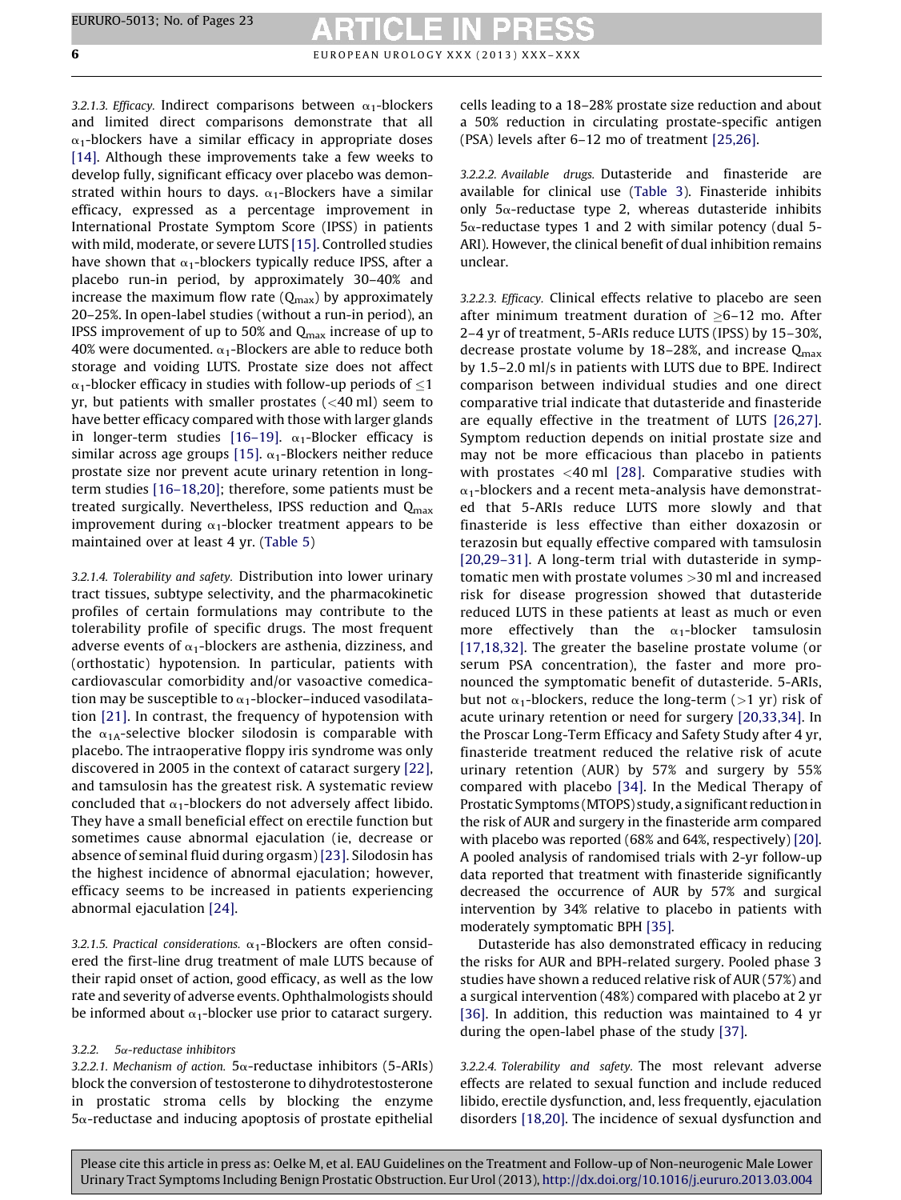*3.2.1.3. Efficacy.* Indirect comparisons between $\alpha_1$-blockers and limited direct comparisons demonstrate that all $\alpha_1$-blockers have a similar efficacy in appropriate doses [14]. Although these improvements take a few weeks to develop fully, significant efficacy over placebo was demonstrated within hours to days. $\alpha_1$-Blockers have a similar efficacy, expressed as a percentage improvement in International Prostate Symptom Score (IPSS) in patients with mild, moderate, or severe LUTS [15]. Controlled studies have shown that $\alpha_1$-blockers typically reduce IPSS, after a placebo run-in period, by approximately 30–40% and increase the maximum flow rate ($Q_{max}$) by approximately 20–25%. In open-label studies (without a run-in period), an IPSS improvement of up to 50% and $Q_{max}$ increase of up to 40% were documented. $\alpha_1$-Blockers are able to reduce both storage and voiding LUTS. Prostate size does not affect $\alpha_1$-blocker efficacy in studies with follow-up periods of $\leq$1 yr, but patients with smaller prostates (<40 ml) seem to have better efficacy compared with those with larger glands in longer-term studies [16–19]. $\alpha_1$-Blocker efficacy is similar across age groups [15]. $\alpha_1$-Blockers neither reduce prostate size nor prevent acute urinary retention in long-term studies [16–18,20]; therefore, some patients must be treated surgically. Nevertheless, IPSS reduction and $Q_{max}$ improvement during $\alpha_1$-blocker treatment appears to be maintained over at least 4 yr. (Table 5)

*3.2.1.4. Tolerability and safety.* Distribution into lower urinary tract tissues, subtype selectivity, and the pharmacokinetic profiles of certain formulations may contribute to the tolerability profile of specific drugs. The most frequent adverse events of $\alpha_1$-blockers are asthenia, dizziness, and (orthostatic) hypotension. In particular, patients with cardiovascular comorbidity and/or vasoactive comedication may be susceptible to $\alpha_1$-blocker–induced vasodilatation [21]. In contrast, the frequency of hypotension with the $\alpha_{1A}$-selective blocker silodosin is comparable with placebo. The intraoperative floppy iris syndrome was only discovered in 2005 in the context of cataract surgery [22], and tamsulosin has the greatest risk. A systematic review concluded that $\alpha_1$-blockers do not adversely affect libido. They have a small beneficial effect on erectile function but sometimes cause abnormal ejaculation (ie, decrease or absence of seminal fluid during orgasm) [23]. Silodosin has the highest incidence of abnormal ejaculation; however, efficacy seems to be increased in patients experiencing abnormal ejaculation [24].

*3.2.1.5. Practical considerations.* $\alpha_1$-Blockers are often considered the first-line drug treatment of male LUTS because of their rapid onset of action, good efficacy, as well as the low rate and severity of adverse events. Ophthalmologists should be informed about $\alpha_1$-blocker use prior to cataract surgery.

### *3.2.2. 5α-reductase inhibitors*

*3.2.2.1. Mechanism of action.* 5α-reductase inhibitors (5-ARIs) block the conversion of testosterone to dihydrotestosterone in prostatic stroma cells by blocking the enzyme 5α-reductase and inducing apoptosis of prostate epithelial cells leading to a 18–28% prostate size reduction and about a 50% reduction in circulating prostate-specific antigen (PSA) levels after 6–12 mo of treatment [25,26].

*3.2.2.2. Available drugs.* Dutasteride and finasteride are available for clinical use (Table 3). Finasteride inhibits only 5α-reductase type 2, whereas dutasteride inhibits 5α-reductase types 1 and 2 with similar potency (dual 5-ARI). However, the clinical benefit of dual inhibition remains unclear.

*3.2.2.3. Efficacy.* Clinical effects relative to placebo are seen after minimum treatment duration of $\geq$6–12 mo. After 2–4 yr of treatment, 5-ARIs reduce LUTS (IPSS) by 15–30%, decrease prostate volume by 18–28%, and increase $Q_{max}$ by 1.5–2.0 ml/s in patients with LUTS due to BPE. Indirect comparison between individual studies and one direct comparative trial indicate that dutasteride and finasteride are equally effective in the treatment of LUTS [26,27]. Symptom reduction depends on initial prostate size and may not be more efficacious than placebo in patients with prostates <40 ml [28]. Comparative studies with $\alpha_1$-blockers and a recent meta-analysis have demonstrated that 5-ARIs reduce LUTS more slowly and that finasteride is less effective than either doxazosin or terazosin but equally effective compared with tamsulosin [20,29–31]. A long-term trial with dutasteride in symptomatic men with prostate volumes >30 ml and increased risk for disease progression showed that dutasteride reduced LUTS in these patients at least as much or even more effectively than the $\alpha_1$-blocker tamsulosin [17,18,32]. The greater the baseline prostate volume (or serum PSA concentration), the faster and more pronounced the symptomatic benefit of dutasteride. 5-ARIs, but not $\alpha_1$-blockers, reduce the long-term (>1 yr) risk of acute urinary retention or need for surgery [20,33,34]. In the Proscar Long-Term Efficacy and Safety Study after 4 yr, finasteride treatment reduced the relative risk of acute urinary retention (AUR) by 57% and surgery by 55% compared with placebo [34]. In the Medical Therapy of Prostatic Symptoms (MTOPS) study, a significant reduction in the risk of AUR and surgery in the finasteride arm compared with placebo was reported (68% and 64%, respectively) [20]. A pooled analysis of randomised trials with 2-yr follow-up data reported that treatment with finasteride significantly decreased the occurrence of AUR by 57% and surgical intervention by 34% relative to placebo in patients with moderately symptomatic BPH [35].

Dutasteride has also demonstrated efficacy in reducing the risks for AUR and BPH-related surgery. Pooled phase 3 studies have shown a reduced relative risk of AUR (57%) and a surgical intervention (48%) compared with placebo at 2 yr [36]. In addition, this reduction was maintained to 4 yr during the open-label phase of the study [37].

*3.2.2.4. Tolerability and safety.* The most relevant adverse effects are related to sexual function and include reduced libido, erectile dysfunction, and, less frequently, ejaculation disorders [18,20]. The incidence of sexual dysfunction and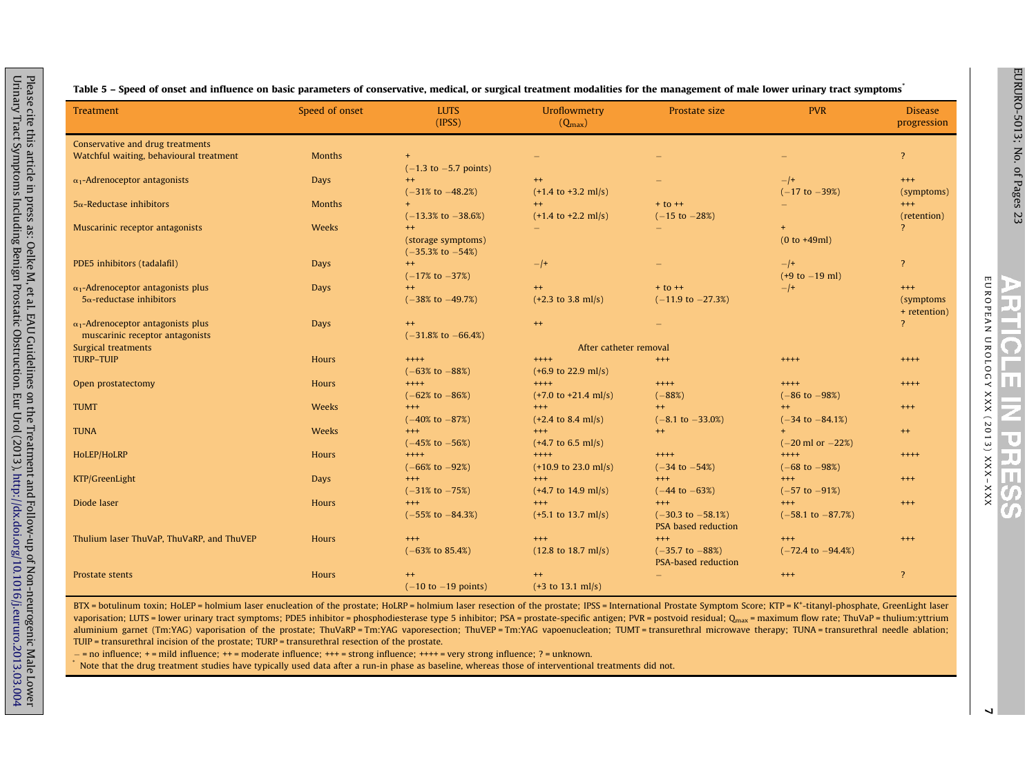**Table 5 – Speed of onset and influence on basic parameters of conservative, medical, or surgical treatment modalities for the management of male lower urinary tract symptoms***

| Treatment | Speed of onset | LUTS (IPSS) | Uroflowmetry ($Q_{max}$) | Prostate size | PVR | Disease progression |
|---|---|---|---|---|---|---|
| Conservative and drug treatments | | | | | | |
| Watchful waiting, behavioural treatment | Months | + (−1.3 to −5.7 points) | – | – | – | ? |
| $\alpha_1$-Adrenoceptor antagonists | Days | ++ (−31% to −48.2%) | ++ (+1.4 to +3.2 ml/s) | – | –/+ (−17 to −39%) | +++ (symptoms) |
| 5α-Reductase inhibitors | Months | + (−13.3% to −38.6%) | ++ (+1.4 to +2.2 ml/s) | + to ++ (−15 to −28%) | – | +++ (retention) |
| Muscarinic receptor antagonists | Weeks | ++ (storage symptoms) (−35.3% to −54%) | – | – | + (0 to +49ml) | ? |
| PDE5 inhibitors (tadalafil) | Days | ++ (−17% to −37%) | –/+ | – | –/+ (+9 to −19 ml) | ? |
| $\alpha_1$-Adrenoceptor antagonists plus 5α-reductase inhibitors | Days | ++ (−38% to −49.7%) | ++ (+2.3 to 3.8 ml/s) | + to ++ (−11.9 to −27.3%) | –/+ | +++ (symptoms + retention) |
| $\alpha_1$-Adrenoceptor antagonists plus muscarinic receptor antagonists | Days | ++ (−31.8% to −66.4%) | ++ | – | | ? |
| Surgical treatments | | | After catheter removal | | | |
| TURP–TUIP | Hours | ++++ (−63% to −88%) | ++++ (+6.9 to 22.9 ml/s) | +++ | ++++ | ++++ |
| Open prostatectomy | Hours | ++++ (−62% to −86%) | ++++ (+7.0 to +21.4 ml/s) | ++++ (−88%) | ++++ (−86 to −98%) | ++++ |
| TUMT | Weeks | +++ (−40% to −87%) | +++ (+2.4 to 8.4 ml/s) | ++ (−8.1 to −33.0%) | ++ (−34 to −84.1%) | +++ |
| TUNA | Weeks | +++ (−45% to −56%) | +++ (+4.7 to 6.5 ml/s) | ++ | + (−20 ml or −22%) | ++ |
| HoLEP/HoLRP | Hours | ++++ (−66% to −92%) | ++++ (+10.9 to 23.0 ml/s) | ++++ (−34 to −54%) | ++++ (−68 to −98%) | ++++ |
| KTP/GreenLight | Days | +++ (−31% to −75%) | +++ (+4.7 to 14.9 ml/s) | +++ (−44 to −63%) | +++ (−57 to −91%) | +++ |
| Diode laser | Hours | +++ (−55% to −84.3%) | +++ (+5.1 to 13.7 ml/s) | +++ (−30.3 to −58.1%) PSA based reduction | +++ (−58.1 to −87.7%) | +++ |
| Thulium laser ThuVaP, ThuVaRP, and ThuVEP | Hours | +++ (−63% to 85.4%) | +++ (12.8 to 18.7 ml/s) | +++ (−35.7 to −88%) PSA-based reduction | +++ (−72.4 to −94.4%) | +++ |
| Prostate stents | Hours | ++ (−10 to −19 points) | ++ (+3 to 13.1 ml/s) | – | +++ | ? |

BTX = botulinum toxin; HoLEP = holmium laser enucleation of the prostate; HoLRP = holmium laser resection of the prostate; IPSS = International Prostate Symptom Score; KTP = K+-titanyl-phosphate, GreenLight laser vaporisation; LUTS = lower urinary tract symptoms; PDE5 inhibitor = phosphodiesterase type 5 inhibitor; PSA = prostate-specific antigen; PVR = postvoid residual; $Q_{max}$ = maximum flow rate; ThuVaP = thulium:yttrium aluminium garnet (Tm:YAG) vaporisation of the prostate; ThuVaRP = Tm:YAG vaporesection; ThuVEP = Tm:YAG vapoenucleation; TUMT = transurethral microwave therapy; TUNA = transurethral needle ablation; TUIP = transurethral incision of the prostate; TURP = transurethral resection of the prostate.

– = no influence; + = mild influence; ++ = moderate influence; +++ = strong influence; ++++ = very strong influence; ? = unknown.

\* Note that the drug treatment studies have typically used data after a run-in phase as baseline, whereas those of interventional treatments did not.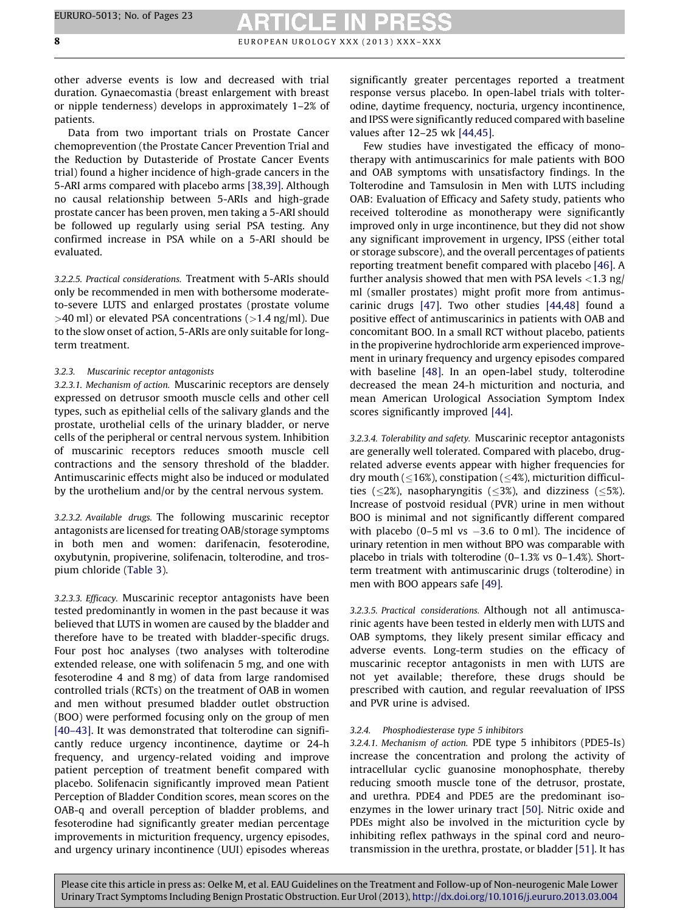other adverse events is low and decreased with trial duration. Gynaecomastia (breast enlargement with breast or nipple tenderness) develops in approximately 1–2% of patients.

Data from two important trials on Prostate Cancer chemoprevention (the Prostate Cancer Prevention Trial and the Reduction by Dutasteride of Prostate Cancer Events trial) found a higher incidence of high-grade cancers in the 5-ARI arms compared with placebo arms [38,39]. Although no causal relationship between 5-ARIs and high-grade prostate cancer has been proven, men taking a 5-ARI should be followed up regularly using serial PSA testing. Any confirmed increase in PSA while on a 5-ARI should be evaluated.

*3.2.2.5. Practical considerations.* Treatment with 5-ARIs should only be recommended in men with bothersome moderate-to-severe LUTS and enlarged prostates (prostate volume >40 ml) or elevated PSA concentrations (>1.4 ng/ml). Due to the slow onset of action, 5-ARIs are only suitable for long-term treatment.

### 3.2.3. Muscarinic receptor antagonists

*3.2.3.1. Mechanism of action.* Muscarinic receptors are densely expressed on detrusor smooth muscle cells and other cell types, such as epithelial cells of the salivary glands and the prostate, urothelial cells of the urinary bladder, or nerve cells of the peripheral or central nervous system. Inhibition of muscarinic receptors reduces smooth muscle cell contractions and the sensory threshold of the bladder. Antimuscarinic effects might also be induced or modulated by the urothelium and/or by the central nervous system.

*3.2.3.2. Available drugs.* The following muscarinic receptor antagonists are licensed for treating OAB/storage symptoms in both men and women: darifenacin, fesoterodine, oxybutynin, propiverine, solifenacin, tolterodine, and trospium chloride (Table 3).

*3.2.3.3. Efficacy.* Muscarinic receptor antagonists have been tested predominantly in women in the past because it was believed that LUTS in women are caused by the bladder and therefore have to be treated with bladder-specific drugs. Four post hoc analyses (two analyses with tolterodine extended release, one with solifenacin 5 mg, and one with fesoterodine 4 and 8 mg) of data from large randomised controlled trials (RCTs) on the treatment of OAB in women and men without presumed bladder outlet obstruction (BOO) were performed focusing only on the group of men [40–43]. It was demonstrated that tolterodine can significantly reduce urgency incontinence, daytime or 24-h frequency, and urgency-related voiding and improve patient perception of treatment benefit compared with placebo. Solifenacin significantly improved mean Patient Perception of Bladder Condition scores, mean scores on the OAB-q and overall perception of bladder problems, and fesoterodine had significantly greater median percentage improvements in micturition frequency, urgency episodes, and urgency urinary incontinence (UUI) episodes whereas significantly greater percentages reported a treatment response versus placebo. In open-label trials with tolterodine, daytime frequency, nocturia, urgency incontinence, and IPSS were significantly reduced compared with baseline values after 12–25 wk [44,45].

Few studies have investigated the efficacy of monotherapy with antimuscarinics for male patients with BOO and OAB symptoms with unsatisfactory findings. In the Tolterodine and Tamsulosin in Men with LUTS including OAB: Evaluation of Efficacy and Safety study, patients who received tolterodine as monotherapy were significantly improved only in urge incontinence, but they did not show any significant improvement in urgency, IPSS (either total or storage subscore), and the overall percentages of patients reporting treatment benefit compared with placebo [46]. A further analysis showed that men with PSA levels <1.3 ng/ml (smaller prostates) might profit more from antimuscarinic drugs [47]. Two other studies [44,48] found a positive effect of antimuscarinics in patients with OAB and concomitant BOO. In a small RCT without placebo, patients in the propiverine hydrochloride arm experienced improvement in urinary frequency and urgency episodes compared with baseline [48]. In an open-label study, tolterodine decreased the mean 24-h micturition and nocturia, and mean American Urological Association Symptom Index scores significantly improved [44].

*3.2.3.4. Tolerability and safety.* Muscarinic receptor antagonists are generally well tolerated. Compared with placebo, drug-related adverse events appear with higher frequencies for dry mouth (≤16%), constipation (≤4%), micturition difficulties (≤2%), nasopharyngitis (≤3%), and dizziness (≤5%). Increase of postvoid residual (PVR) urine in men without BOO is minimal and not significantly different compared with placebo (0–5 ml vs −3.6 to 0 ml). The incidence of urinary retention in men without BPO was comparable with placebo in trials with tolterodine (0–1.3% vs 0–1.4%). Short-term treatment with antimuscarinic drugs (tolterodine) in men with BOO appears safe [49].

*3.2.3.5. Practical considerations.* Although not all antimuscarinic agents have been tested in elderly men with LUTS and OAB symptoms, they likely present similar efficacy and adverse events. Long-term studies on the efficacy of muscarinic receptor antagonists in men with LUTS are not yet available; therefore, these drugs should be prescribed with caution, and regular reevaluation of IPSS and PVR urine is advised.

### 3.2.4. Phosphodiesterase type 5 inhibitors

*3.2.4.1. Mechanism of action.* PDE type 5 inhibitors (PDE5-Is) increase the concentration and prolong the activity of intracellular cyclic guanosine monophosphate, thereby reducing smooth muscle tone of the detrusor, prostate, and urethra. PDE4 and PDE5 are the predominant isoenzymes in the lower urinary tract [50]. Nitric oxide and PDEs might also be involved in the micturition cycle by inhibiting reflex pathways in the spinal cord and neurotransmission in the urethra, prostate, or bladder [51]. It has

Please cite this article in press as: Oelke M, et al. EAU Guidelines on the Treatment and Follow-up of Non-neurogenic Male Lower Urinary Tract Symptoms Including Benign Prostatic Obstruction. Eur Urol (2013), http://dx.doi.org/10.1016/j.eururo.2013.03.004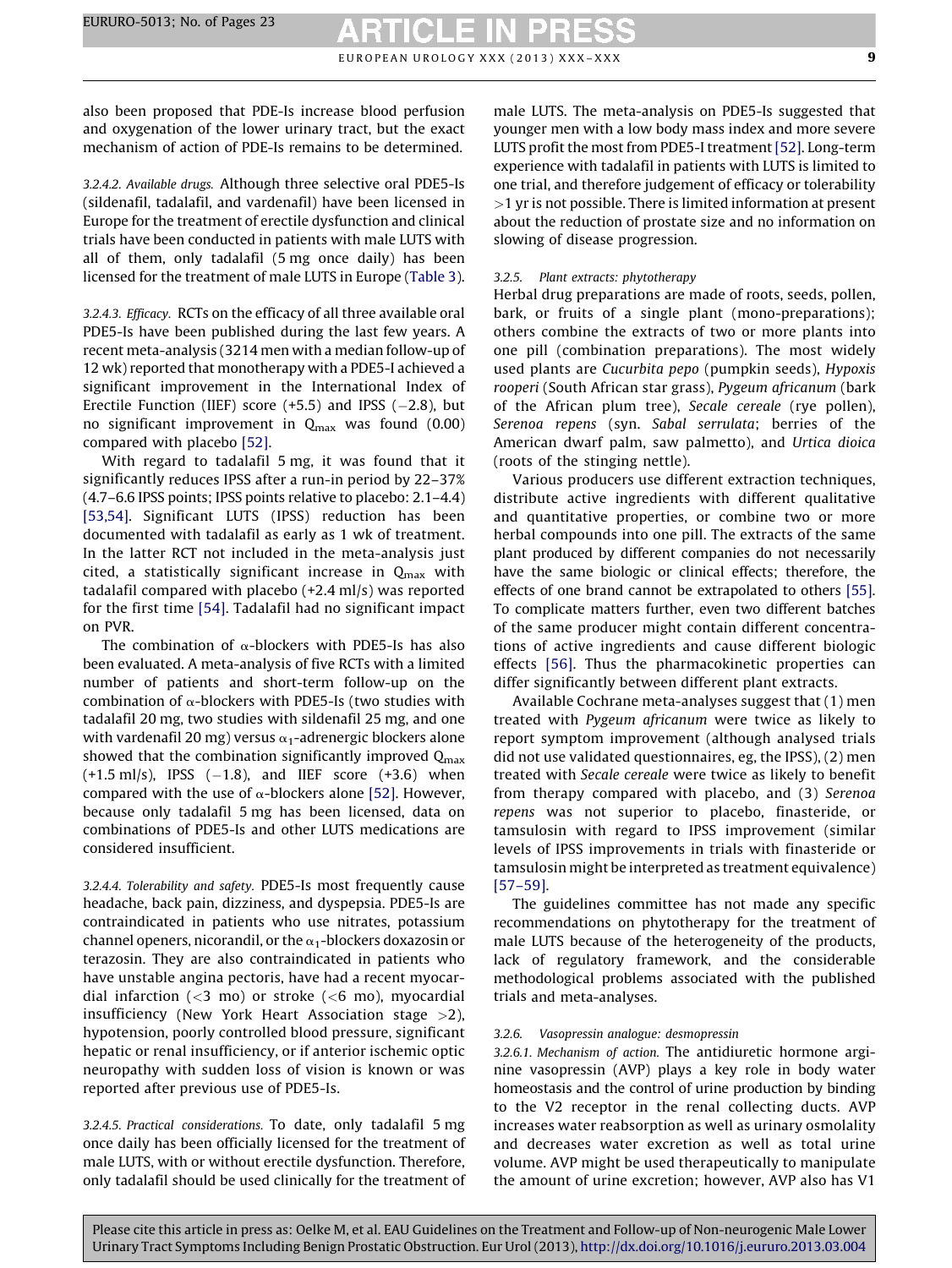also been proposed that PDE-Is increase blood perfusion and oxygenation of the lower urinary tract, but the exact mechanism of action of PDE-Is remains to be determined.

*3.2.4.2. Available drugs.* Although three selective oral PDE5-Is (sildenafil, tadalafil, and vardenafil) have been licensed in Europe for the treatment of erectile dysfunction and clinical trials have been conducted in patients with male LUTS with all of them, only tadalafil (5 mg once daily) has been licensed for the treatment of male LUTS in Europe (Table 3).

*3.2.4.3. Efficacy.* RCTs on the efficacy of all three available oral PDE5-Is have been published during the last few years. A recent meta-analysis (3214 men with a median follow-up of 12 wk) reported that monotherapy with a PDE5-I achieved a significant improvement in the International Index of Erectile Function (IIEF) score (+5.5) and IPSS (−2.8), but no significant improvement in $Q_{max}$ was found (0.00) compared with placebo [52].

With regard to tadalafil 5 mg, it was found that it significantly reduces IPSS after a run-in period by 22–37% (4.7–6.6 IPSS points; IPSS points relative to placebo: 2.1–4.4) [53,54]. Significant LUTS (IPSS) reduction has been documented with tadalafil as early as 1 wk of treatment. In the latter RCT not included in the meta-analysis just cited, a statistically significant increase in $Q_{max}$ with tadalafil compared with placebo (+2.4 ml/s) was reported for the first time [54]. Tadalafil had no significant impact on PVR.

The combination of α-blockers with PDE5-Is has also been evaluated. A meta-analysis of five RCTs with a limited number of patients and short-term follow-up on the combination of α-blockers with PDE5-Is (two studies with tadalafil 20 mg, two studies with sildenafil 25 mg, and one with vardenafil 20 mg) versus $\alpha_1$-adrenergic blockers alone showed that the combination significantly improved $Q_{max}$ (+1.5 ml/s), IPSS (−1.8), and IIEF score (+3.6) when compared with the use of α-blockers alone [52]. However, because only tadalafil 5 mg has been licensed, data on combinations of PDE5-Is and other LUTS medications are considered insufficient.

*3.2.4.4. Tolerability and safety.* PDE5-Is most frequently cause headache, back pain, dizziness, and dyspepsia. PDE5-Is are contraindicated in patients who use nitrates, potassium channel openers, nicorandil, or the $\alpha_1$-blockers doxazosin or terazosin. They are also contraindicated in patients who have unstable angina pectoris, have had a recent myocardial infarction (<3 mo) or stroke (<6 mo), myocardial insufficiency (New York Heart Association stage >2), hypotension, poorly controlled blood pressure, significant hepatic or renal insufficiency, or if anterior ischemic optic neuropathy with sudden loss of vision is known or was reported after previous use of PDE5-Is.

*3.2.4.5. Practical considerations.* To date, only tadalafil 5 mg once daily has been officially licensed for the treatment of male LUTS, with or without erectile dysfunction. Therefore, only tadalafil should be used clinically for the treatment of male LUTS. The meta-analysis on PDE5-Is suggested that younger men with a low body mass index and more severe LUTS profit the most from PDE5-I treatment [52]. Long-term experience with tadalafil in patients with LUTS is limited to one trial, and therefore judgement of efficacy or tolerability >1 yr is not possible. There is limited information at present about the reduction of prostate size and no information on slowing of disease progression.

### 3.2.5. Plant extracts: phytotherapy

Herbal drug preparations are made of roots, seeds, pollen, bark, or fruits of a single plant (mono-preparations); others combine the extracts of two or more plants into one pill (combination preparations). The most widely used plants are *Cucurbita pepo* (pumpkin seeds), *Hypoxis rooperi* (South African star grass), *Pygeum africanum* (bark of the African plum tree), *Secale cereale* (rye pollen), *Serenoa repens* (syn. *Sabal serrulata*; berries of the American dwarf palm, saw palmetto), and *Urtica dioica* (roots of the stinging nettle).

Various producers use different extraction techniques, distribute active ingredients with different qualitative and quantitative properties, or combine two or more herbal compounds into one pill. The extracts of the same plant produced by different companies do not necessarily have the same biologic or clinical effects; therefore, the effects of one brand cannot be extrapolated to others [55]. To complicate matters further, even two different batches of the same producer might contain different concentrations of active ingredients and cause different biologic effects [56]. Thus the pharmacokinetic properties can differ significantly between different plant extracts.

Available Cochrane meta-analyses suggest that (1) men treated with *Pygeum africanum* were twice as likely to report symptom improvement (although analysed trials did not use validated questionnaires, eg, the IPSS), (2) men treated with *Secale cereale* were twice as likely to benefit from therapy compared with placebo, and (3) *Serenoa repens* was not superior to placebo, finasteride, or tamsulosin with regard to IPSS improvement (similar levels of IPSS improvements in trials with finasteride or tamsulosin might be interpreted as treatment equivalence) [57–59].

The guidelines committee has not made any specific recommendations on phytotherapy for the treatment of male LUTS because of the heterogeneity of the products, lack of regulatory framework, and the considerable methodological problems associated with the published trials and meta-analyses.

### 3.2.6. Vasopressin analogue: desmopressin

*3.2.6.1. Mechanism of action.* The antidiuretic hormone arginine vasopressin (AVP) plays a key role in body water homeostasis and the control of urine production by binding to the V2 receptor in the renal collecting ducts. AVP increases water reabsorption as well as urinary osmolality and decreases water excretion as well as total urine volume. AVP might be used therapeutically to manipulate the amount of urine excretion; however, AVP also has V1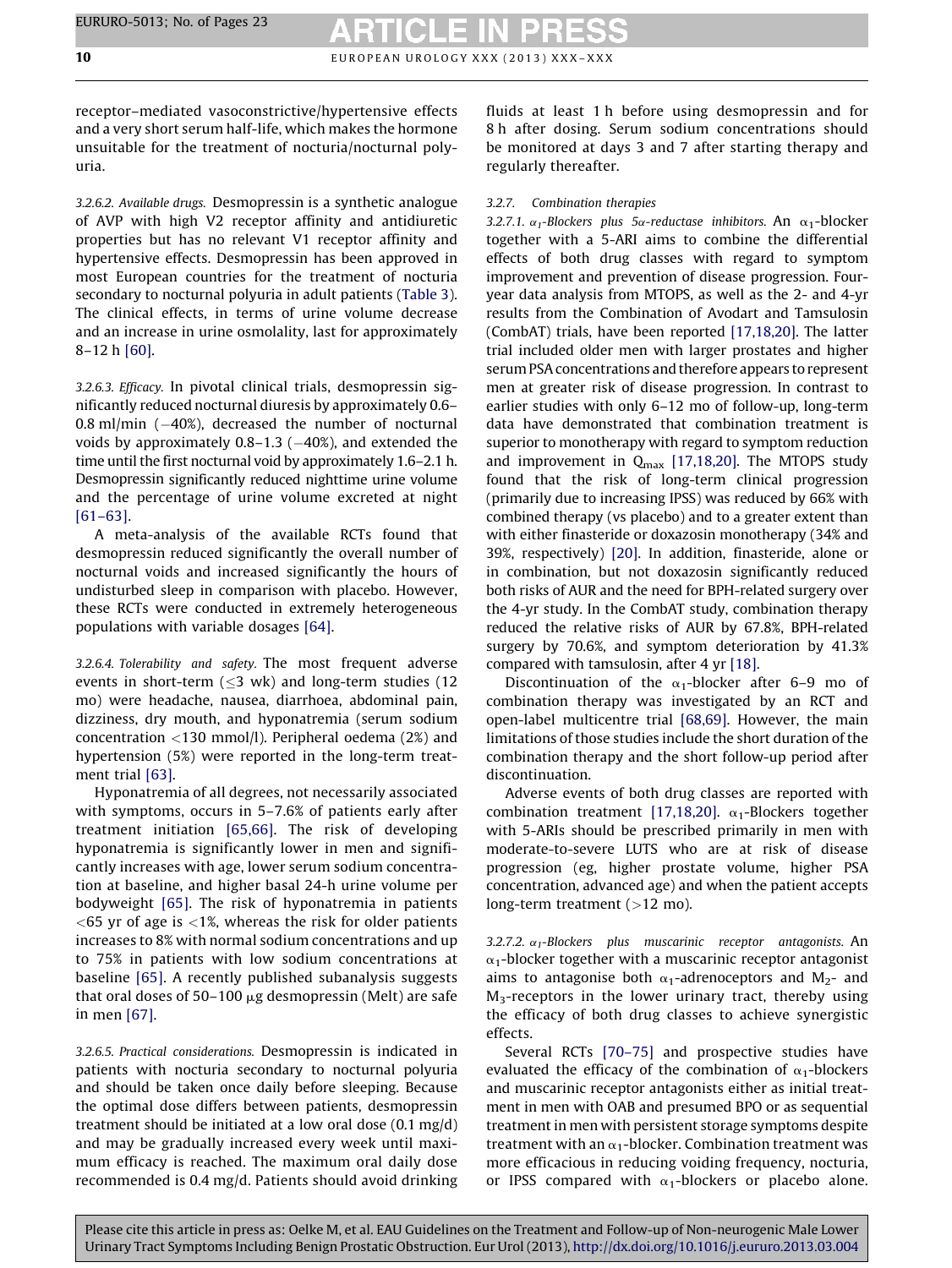receptor–mediated vasoconstrictive/hypertensive effects and a very short serum half-life, which makes the hormone unsuitable for the treatment of nocturia/nocturnal polyuria.

*3.2.6.2. Available drugs.* Desmopressin is a synthetic analogue of AVP with high V2 receptor affinity and antidiuretic properties but has no relevant V1 receptor affinity and hypertensive effects. Desmopressin has been approved in most European countries for the treatment of nocturia secondary to nocturnal polyuria in adult patients (Table 3). The clinical effects, in terms of urine volume decrease and an increase in urine osmolality, last for approximately 8–12 h [60].

*3.2.6.3. Efficacy.* In pivotal clinical trials, desmopressin significantly reduced nocturnal diuresis by approximately 0.6–0.8 ml/min (−40%), decreased the number of nocturnal voids by approximately 0.8–1.3 (−40%), and extended the time until the first nocturnal void by approximately 1.6–2.1 h. Desmopressin significantly reduced nighttime urine volume and the percentage of urine volume excreted at night [61–63].

A meta-analysis of the available RCTs found that desmopressin reduced significantly the overall number of nocturnal voids and increased significantly the hours of undisturbed sleep in comparison with placebo. However, these RCTs were conducted in extremely heterogeneous populations with variable dosages [64].

*3.2.6.4. Tolerability and safety.* The most frequent adverse events in short-term (≤3 wk) and long-term studies (12 mo) were headache, nausea, diarrhoea, abdominal pain, dizziness, dry mouth, and hyponatremia (serum sodium concentration <130 mmol/l). Peripheral oedema (2%) and hypertension (5%) were reported in the long-term treatment trial [63].

Hyponatremia of all degrees, not necessarily associated with symptoms, occurs in 5–7.6% of patients early after treatment initiation [65,66]. The risk of developing hyponatremia is significantly lower in men and significantly increases with age, lower serum sodium concentration at baseline, and higher basal 24-h urine volume per bodyweight [65]. The risk of hyponatremia in patients <65 yr of age is <1%, whereas the risk for older patients increases to 8% with normal sodium concentrations and up to 75% in patients with low sodium concentrations at baseline [65]. A recently published subanalysis suggests that oral doses of 50–100 μg desmopressin (Melt) are safe in men [67].

*3.2.6.5. Practical considerations.* Desmopressin is indicated in patients with nocturia secondary to nocturnal polyuria and should be taken once daily before sleeping. Because the optimal dose differs between patients, desmopressin treatment should be initiated at a low oral dose (0.1 mg/d) and may be gradually increased every week until maximum efficacy is reached. The maximum oral daily dose recommended is 0.4 mg/d. Patients should avoid drinking fluids at least 1 h before using desmopressin and for 8 h after dosing. Serum sodium concentrations should be monitored at days 3 and 7 after starting therapy and regularly thereafter.

### 3.2.7. Combination therapies

*3.2.7.1. $\alpha_1$-Blockers plus 5α-reductase inhibitors.* An $\alpha_1$-blocker together with a 5-ARI aims to combine the differential effects of both drug classes with regard to symptom improvement and prevention of disease progression. Four-year data analysis from MTOPS, as well as the 2- and 4-yr results from the Combination of Avodart and Tamsulosin (CombAT) trials, have been reported [17,18,20]. The latter trial included older men with larger prostates and higher serum PSA concentrations and therefore appears to represent men at greater risk of disease progression. In contrast to earlier studies with only 6–12 mo of follow-up, long-term data have demonstrated that combination treatment is superior to monotherapy with regard to symptom reduction and improvement in $Q_{max}$ [17,18,20]. The MTOPS study found that the risk of long-term clinical progression (primarily due to increasing IPSS) was reduced by 66% with combined therapy (vs placebo) and to a greater extent than with either finasteride or doxazosin monotherapy (34% and 39%, respectively) [20]. In addition, finasteride, alone or in combination, but not doxazosin significantly reduced both risks of AUR and the need for BPH-related surgery over the 4-yr study. In the CombAT study, combination therapy reduced the relative risks of AUR by 67.8%, BPH-related surgery by 70.6%, and symptom deterioration by 41.3% compared with tamsulosin, after 4 yr [18].

Discontinuation of the $\alpha_1$-blocker after 6–9 mo of combination therapy was investigated by an RCT and open-label multicentre trial [68,69]. However, the main limitations of those studies include the short duration of the combination therapy and the short follow-up period after discontinuation.

Adverse events of both drug classes are reported with combination treatment [17,18,20]. $\alpha_1$-Blockers together with 5-ARIs should be prescribed primarily in men with moderate-to-severe LUTS who are at risk of disease progression (eg, higher prostate volume, higher PSA concentration, advanced age) and when the patient accepts long-term treatment (>12 mo).

*3.2.7.2. $\alpha_1$-Blockers plus muscarinic receptor antagonists.* An $\alpha_1$-blocker together with a muscarinic receptor antagonist aims to antagonise both $\alpha_1$-adrenoceptors and $M_2$- and $M_3$-receptors in the lower urinary tract, thereby using the efficacy of both drug classes to achieve synergistic effects.

Several RCTs [70–75] and prospective studies have evaluated the efficacy of the combination of $\alpha_1$-blockers and muscarinic receptor antagonists either as initial treatment in men with OAB and presumed BPO or as sequential treatment in men with persistent storage symptoms despite treatment with an $\alpha_1$-blocker. Combination treatment was more efficacious in reducing voiding frequency, nocturia, or IPSS compared with $\alpha_1$-blockers or placebo alone.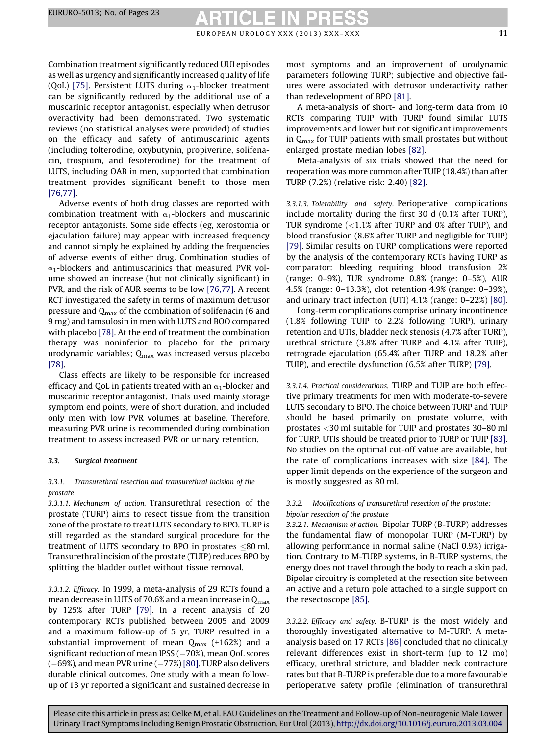Combination treatment significantly reduced UUI episodes as well as urgency and significantly increased quality of life (QoL) [75]. Persistent LUTS during $\alpha_1$-blocker treatment can be significantly reduced by the additional use of a muscarinic receptor antagonist, especially when detrusor overactivity had been demonstrated. Two systematic reviews (no statistical analyses were provided) of studies on the efficacy and safety of antimuscarinic agents (including tolterodine, oxybutynin, propiverine, solifenacin, trospium, and fesoterodine) for the treatment of LUTS, including OAB in men, supported that combination treatment provides significant benefit to those men [76,77].

Adverse events of both drug classes are reported with combination treatment with $\alpha_1$-blockers and muscarinic receptor antagonists. Some side effects (eg, xerostomia or ejaculation failure) may appear with increased frequency and cannot simply be explained by adding the frequencies of adverse events of either drug. Combination studies of $\alpha_1$-blockers and antimuscarinics that measured PVR volume showed an increase (but not clinically significant) in PVR, and the risk of AUR seems to be low [76,77]. A recent RCT investigated the safety in terms of maximum detrusor pressure and $Q_{max}$ of the combination of solifenacin (6 and 9 mg) and tamsulosin in men with LUTS and BOO compared with placebo [78]. At the end of treatment the combination therapy was noninferior to placebo for the primary urodynamic variables; $Q_{max}$ was increased versus placebo [78].

Class effects are likely to be responsible for increased efficacy and QoL in patients treated with an $\alpha_1$-blocker and muscarinic receptor antagonist. Trials used mainly storage symptom end points, were of short duration, and included only men with low PVR volumes at baseline. Therefore, measuring PVR urine is recommended during combination treatment to assess increased PVR or urinary retention.

### 3.3. Surgical treatment

#### 3.3.1. Transurethral resection and transurethral incision of the prostate

*3.3.1.1. Mechanism of action.* Transurethral resection of the prostate (TURP) aims to resect tissue from the transition zone of the prostate to treat LUTS secondary to BPO. TURP is still regarded as the standard surgical procedure for the treatment of LUTS secondary to BPO in prostates ≤80 ml. Transurethral incision of the prostate (TUIP) reduces BPO by splitting the bladder outlet without tissue removal.

*3.3.1.2. Efficacy.* In 1999, a meta-analysis of 29 RCTs found a mean decrease in LUTS of 70.6% and a mean increase in $Q_{max}$ by 125% after TURP [79]. In a recent analysis of 20 contemporary RCTs published between 2005 and 2009 and a maximum follow-up of 5 yr, TURP resulted in a substantial improvement of mean $Q_{max}$ (+162%) and a significant reduction of mean IPSS (−70%), mean QoL scores (−69%), and mean PVR urine (−77%) [80]. TURP also delivers durable clinical outcomes. One study with a mean follow-up of 13 yr reported a significant and sustained decrease in most symptoms and an improvement of urodynamic parameters following TURP; subjective and objective failures were associated with detrusor underactivity rather than redevelopment of BPO [81].

A meta-analysis of short- and long-term data from 10 RCTs comparing TUIP with TURP found similar LUTS improvements and lower but not significant improvements in $Q_{max}$ for TUIP patients with small prostates but without enlarged prostate median lobes [82].

Meta-analysis of six trials showed that the need for reoperation was more common after TUIP (18.4%) than after TURP (7.2%) (relative risk: 2.40) [82].

*3.3.1.3. Tolerability and safety.* Perioperative complications include mortality during the first 30 d (0.1% after TURP), TUR syndrome (<1.1% after TURP and 0% after TUIP), and blood transfusion (8.6% after TURP and negligible for TUIP) [79]. Similar results on TURP complications were reported by the analysis of the contemporary RCTs having TURP as comparator: bleeding requiring blood transfusion 2% (range: 0–9%), TUR syndrome 0.8% (range: 0–5%), AUR 4.5% (range: 0–13.3%), clot retention 4.9% (range: 0–39%), and urinary tract infection (UTI) 4.1% (range: 0–22%) [80].

Long-term complications comprise urinary incontinence (1.8% following TUIP to 2.2% following TURP), urinary retention and UTIs, bladder neck stenosis (4.7% after TURP), urethral stricture (3.8% after TURP and 4.1% after TUIP), retrograde ejaculation (65.4% after TURP and 18.2% after TUIP), and erectile dysfunction (6.5% after TURP) [79].

*3.3.1.4. Practical considerations.* TURP and TUIP are both effective primary treatments for men with moderate-to-severe LUTS secondary to BPO. The choice between TURP and TUIP should be based primarily on prostate volume, with prostates <30 ml suitable for TUIP and prostates 30–80 ml for TURP. UTIs should be treated prior to TURP or TUIP [83]. No studies on the optimal cut-off value are available, but the rate of complications increases with size [84]. The upper limit depends on the experience of the surgeon and is mostly suggested as 80 ml.

#### 3.3.2. Modifications of transurethral resection of the prostate: bipolar resection of the prostate

*3.3.2.1. Mechanism of action.* Bipolar TURP (B-TURP) addresses the fundamental flaw of monopolar TURP (M-TURP) by allowing performance in normal saline (NaCl 0.9%) irrigation. Contrary to M-TURP systems, in B-TURP systems, the energy does not travel through the body to reach a skin pad. Bipolar circuitry is completed at the resection site between an active and a return pole attached to a single support on the resectoscope [85].

*3.3.2.2. Efficacy and safety.* B-TURP is the most widely and thoroughly investigated alternative to M-TURP. A meta-analysis based on 17 RCTs [86] concluded that no clinically relevant differences exist in short-term (up to 12 mo) efficacy, urethral stricture, and bladder neck contracture rates but that B-TURP is preferable due to a more favourable perioperative safety profile (elimination of transurethral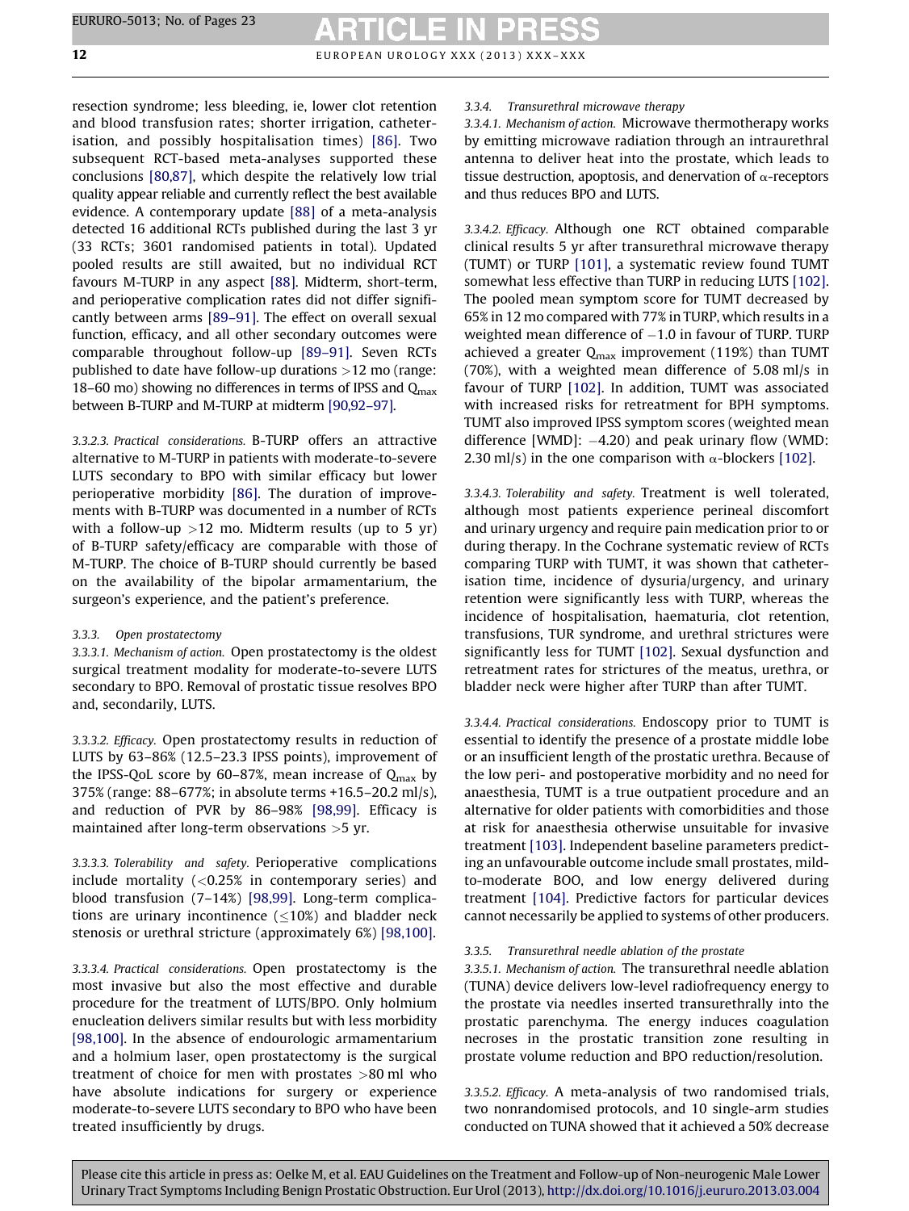resection syndrome; less bleeding, ie, lower clot retention and blood transfusion rates; shorter irrigation, catheterisation, and possibly hospitalisation times) [86]. Two subsequent RCT-based meta-analyses supported these conclusions [80,87], which despite the relatively low trial quality appear reliable and currently reflect the best available evidence. A contemporary update [88] of a meta-analysis detected 16 additional RCTs published during the last 3 yr (33 RCTs; 3601 randomised patients in total). Updated pooled results are still awaited, but no individual RCT favours M-TURP in any aspect [88]. Midterm, short-term, and perioperative complication rates did not differ significantly between arms [89–91]. The effect on overall sexual function, efficacy, and all other secondary outcomes were comparable throughout follow-up [89–91]. Seven RCTs published to date have follow-up durations >12 mo (range: 18–60 mo) showing no differences in terms of IPSS and $Q_{max}$ between B-TURP and M-TURP at midterm [90,92–97].

*3.3.2.3. Practical considerations.* B-TURP offers an attractive alternative to M-TURP in patients with moderate-to-severe LUTS secondary to BPO with similar efficacy but lower perioperative morbidity [86]. The duration of improvements with B-TURP was documented in a number of RCTs with a follow-up >12 mo. Midterm results (up to 5 yr) of B-TURP safety/efficacy are comparable with those of M-TURP. The choice of B-TURP should currently be based on the availability of the bipolar armamentarium, the surgeon's experience, and the patient's preference.

### *3.3.3. Open prostatectomy*

*3.3.3.1. Mechanism of action.* Open prostatectomy is the oldest surgical treatment modality for moderate-to-severe LUTS secondary to BPO. Removal of prostatic tissue resolves BPO and, secondarily, LUTS.

*3.3.3.2. Efficacy.* Open prostatectomy results in reduction of LUTS by 63–86% (12.5–23.3 IPSS points), improvement of the IPSS-QoL score by 60–87%, mean increase of $Q_{max}$ by 375% (range: 88–677%; in absolute terms +16.5–20.2 ml/s), and reduction of PVR by 86–98% [98,99]. Efficacy is maintained after long-term observations >5 yr.

*3.3.3.3. Tolerability and safety.* Perioperative complications include mortality (<0.25% in contemporary series) and blood transfusion (7–14%) [98,99]. Long-term complications are urinary incontinence ($\leq$10%) and bladder neck stenosis or urethral stricture (approximately 6%) [98,100].

*3.3.3.4. Practical considerations.* Open prostatectomy is the most invasive but also the most effective and durable procedure for the treatment of LUTS/BPO. Only holmium enucleation delivers similar results but with less morbidity [98,100]. In the absence of endourologic armamentarium and a holmium laser, open prostatectomy is the surgical treatment of choice for men with prostates >80 ml who have absolute indications for surgery or experience moderate-to-severe LUTS secondary to BPO who have been treated insufficiently by drugs.

### *3.3.4. Transurethral microwave therapy*

*3.3.4.1. Mechanism of action.* Microwave thermotherapy works by emitting microwave radiation through an intraurethral antenna to deliver heat into the prostate, which leads to tissue destruction, apoptosis, and denervation of $\alpha$-receptors and thus reduces BPO and LUTS.

*3.3.4.2. Efficacy.* Although one RCT obtained comparable clinical results 5 yr after transurethral microwave therapy (TUMT) or TURP [101], a systematic review found TUMT somewhat less effective than TURP in reducing LUTS [102]. The pooled mean symptom score for TUMT decreased by 65% in 12 mo compared with 77% in TURP, which results in a weighted mean difference of −1.0 in favour of TURP. TURP achieved a greater $Q_{max}$ improvement (119%) than TUMT (70%), with a weighted mean difference of 5.08 ml/s in favour of TURP [102]. In addition, TUMT was associated with increased risks for retreatment for BPH symptoms. TUMT also improved IPSS symptom scores (weighted mean difference [WMD]: −4.20) and peak urinary flow (WMD: 2.30 ml/s) in the one comparison with $\alpha$-blockers [102].

*3.3.4.3. Tolerability and safety.* Treatment is well tolerated, although most patients experience perineal discomfort and urinary urgency and require pain medication prior to or during therapy. In the Cochrane systematic review of RCTs comparing TURP with TUMT, it was shown that catheterisation time, incidence of dysuria/urgency, and urinary retention were significantly less with TURP, whereas the incidence of hospitalisation, haematuria, clot retention, transfusions, TUR syndrome, and urethral strictures were significantly less for TUMT [102]. Sexual dysfunction and retreatment rates for strictures of the meatus, urethra, or bladder neck were higher after TURP than after TUMT.

*3.3.4.4. Practical considerations.* Endoscopy prior to TUMT is essential to identify the presence of a prostate middle lobe or an insufficient length of the prostatic urethra. Because of the low peri- and postoperative morbidity and no need for anaesthesia, TUMT is a true outpatient procedure and an alternative for older patients with comorbidities and those at risk for anaesthesia otherwise unsuitable for invasive treatment [103]. Independent baseline parameters predicting an unfavourable outcome include small prostates, mild-to-moderate BOO, and low energy delivered during treatment [104]. Predictive factors for particular devices cannot necessarily be applied to systems of other producers.

### *3.3.5. Transurethral needle ablation of the prostate*

*3.3.5.1. Mechanism of action.* The transurethral needle ablation (TUNA) device delivers low-level radiofrequency energy to the prostate via needles inserted transurethrally into the prostatic parenchyma. The energy induces coagulation necroses in the prostatic transition zone resulting in prostate volume reduction and BPO reduction/resolution.

*3.3.5.2. Efficacy.* A meta-analysis of two randomised trials, two nonrandomised protocols, and 10 single-arm studies conducted on TUNA showed that it achieved a 50% decrease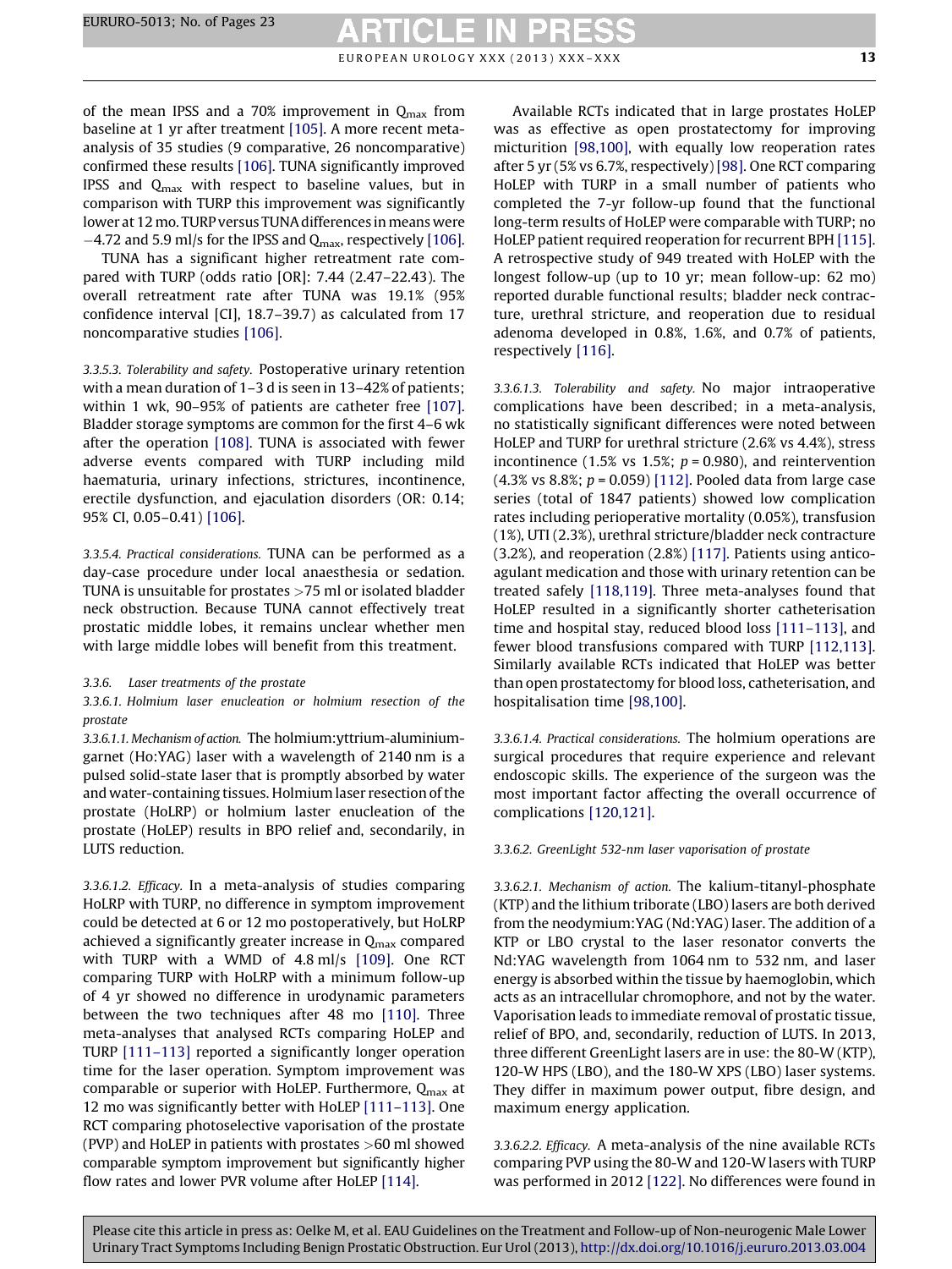of the mean IPSS and a 70% improvement in $Q_{max}$ from baseline at 1 yr after treatment [105]. A more recent meta-analysis of 35 studies (9 comparative, 26 noncomparative) confirmed these results [106]. TUNA significantly improved IPSS and $Q_{max}$ with respect to baseline values, but in comparison with TURP this improvement was significantly lower at 12 mo. TURP versus TUNA differences in means were −4.72 and 5.9 ml/s for the IPSS and $Q_{max}$, respectively [106].

TUNA has a significant higher retreatment rate compared with TURP (odds ratio [OR]: 7.44 (2.47–22.43). The overall retreatment rate after TUNA was 19.1% (95% confidence interval [CI], 18.7–39.7) as calculated from 17 noncomparative studies [106].

*3.3.5.3. Tolerability and safety.* Postoperative urinary retention with a mean duration of 1–3 d is seen in 13–42% of patients; within 1 wk, 90–95% of patients are catheter free [107]. Bladder storage symptoms are common for the first 4–6 wk after the operation [108]. TUNA is associated with fewer adverse events compared with TURP including mild haematuria, urinary infections, strictures, incontinence, erectile dysfunction, and ejaculation disorders (OR: 0.14; 95% CI, 0.05–0.41) [106].

*3.3.5.4. Practical considerations.* TUNA can be performed as a day-case procedure under local anaesthesia or sedation. TUNA is unsuitable for prostates >75 ml or isolated bladder neck obstruction. Because TUNA cannot effectively treat prostatic middle lobes, it remains unclear whether men with large middle lobes will benefit from this treatment.

### 3.3.6. Laser treatments of the prostate

#### 3.3.6.1. Holmium laser enucleation or holmium resection of the prostate

*3.3.6.1.1. Mechanism of action.* The holmium:yttrium-aluminium-garnet (Ho:YAG) laser with a wavelength of 2140 nm is a pulsed solid-state laser that is promptly absorbed by water and water-containing tissues. Holmium laser resection of the prostate (HoLRP) or holmium laster enucleation of the prostate (HoLEP) results in BPO relief and, secondarily, in LUTS reduction.

*3.3.6.1.2. Efficacy.* In a meta-analysis of studies comparing HoLRP with TURP, no difference in symptom improvement could be detected at 6 or 12 mo postoperatively, but HoLRP achieved a significantly greater increase in $Q_{max}$ compared with TURP with a WMD of 4.8 ml/s [109]. One RCT comparing TURP with HoLRP with a minimum follow-up of 4 yr showed no difference in urodynamic parameters between the two techniques after 48 mo [110]. Three meta-analyses that analysed RCTs comparing HoLEP and TURP [111–113] reported a significantly longer operation time for the laser operation. Symptom improvement was comparable or superior with HoLEP. Furthermore, $Q_{max}$ at 12 mo was significantly better with HoLEP [111–113]. One RCT comparing photoselective vaporisation of the prostate (PVP) and HoLEP in patients with prostates >60 ml showed comparable symptom improvement but significantly higher flow rates and lower PVR volume after HoLEP [114].

Available RCTs indicated that in large prostates HoLEP was as effective as open prostatectomy for improving micturition [98,100], with equally low reoperation rates after 5 yr (5% vs 6.7%, respectively) [98]. One RCT comparing HoLEP with TURP in a small number of patients who completed the 7-yr follow-up found that the functional long-term results of HoLEP were comparable with TURP; no HoLEP patient required reoperation for recurrent BPH [115]. A retrospective study of 949 treated with HoLEP with the longest follow-up (up to 10 yr; mean follow-up: 62 mo) reported durable functional results; bladder neck contracture, urethral stricture, and reoperation due to residual adenoma developed in 0.8%, 1.6%, and 0.7% of patients, respectively [116].

*3.3.6.1.3. Tolerability and safety.* No major intraoperative complications have been described; in a meta-analysis, no statistically significant differences were noted between HoLEP and TURP for urethral stricture (2.6% vs 4.4%), stress incontinence (1.5% vs 1.5%; $p = 0.980$), and reintervention (4.3% vs 8.8%; $p = 0.059$) [112]. Pooled data from large case series (total of 1847 patients) showed low complication rates including perioperative mortality (0.05%), transfusion (1%), UTI (2.3%), urethral stricture/bladder neck contracture (3.2%), and reoperation (2.8%) [117]. Patients using anticoagulant medication and those with urinary retention can be treated safely [118,119]. Three meta-analyses found that HoLEP resulted in a significantly shorter catheterisation time and hospital stay, reduced blood loss [111–113], and fewer blood transfusions compared with TURP [112,113]. Similarly available RCTs indicated that HoLEP was better than open prostatectomy for blood loss, catheterisation, and hospitalisation time [98,100].

*3.3.6.1.4. Practical considerations.* The holmium operations are surgical procedures that require experience and relevant endoscopic skills. The experience of the surgeon was the most important factor affecting the overall occurrence of complications [120,121].

#### 3.3.6.2. GreenLight 532-nm laser vaporisation of prostate

*3.3.6.2.1. Mechanism of action.* The kalium-titanyl-phosphate (KTP) and the lithium triborate (LBO) lasers are both derived from the neodymium:YAG (Nd:YAG) laser. The addition of a KTP or LBO crystal to the laser resonator converts the Nd:YAG wavelength from 1064 nm to 532 nm, and laser energy is absorbed within the tissue by haemoglobin, which acts as an intracellular chromophore, and not by the water. Vaporisation leads to immediate removal of prostatic tissue, relief of BPO, and, secondarily, reduction of LUTS. In 2013, three different GreenLight lasers are in use: the 80-W (KTP), 120-W HPS (LBO), and the 180-W XPS (LBO) laser systems. They differ in maximum power output, fibre design, and maximum energy application.

*3.3.6.2.2. Efficacy.* A meta-analysis of the nine available RCTs comparing PVP using the 80-W and 120-W lasers with TURP was performed in 2012 [122]. No differences were found in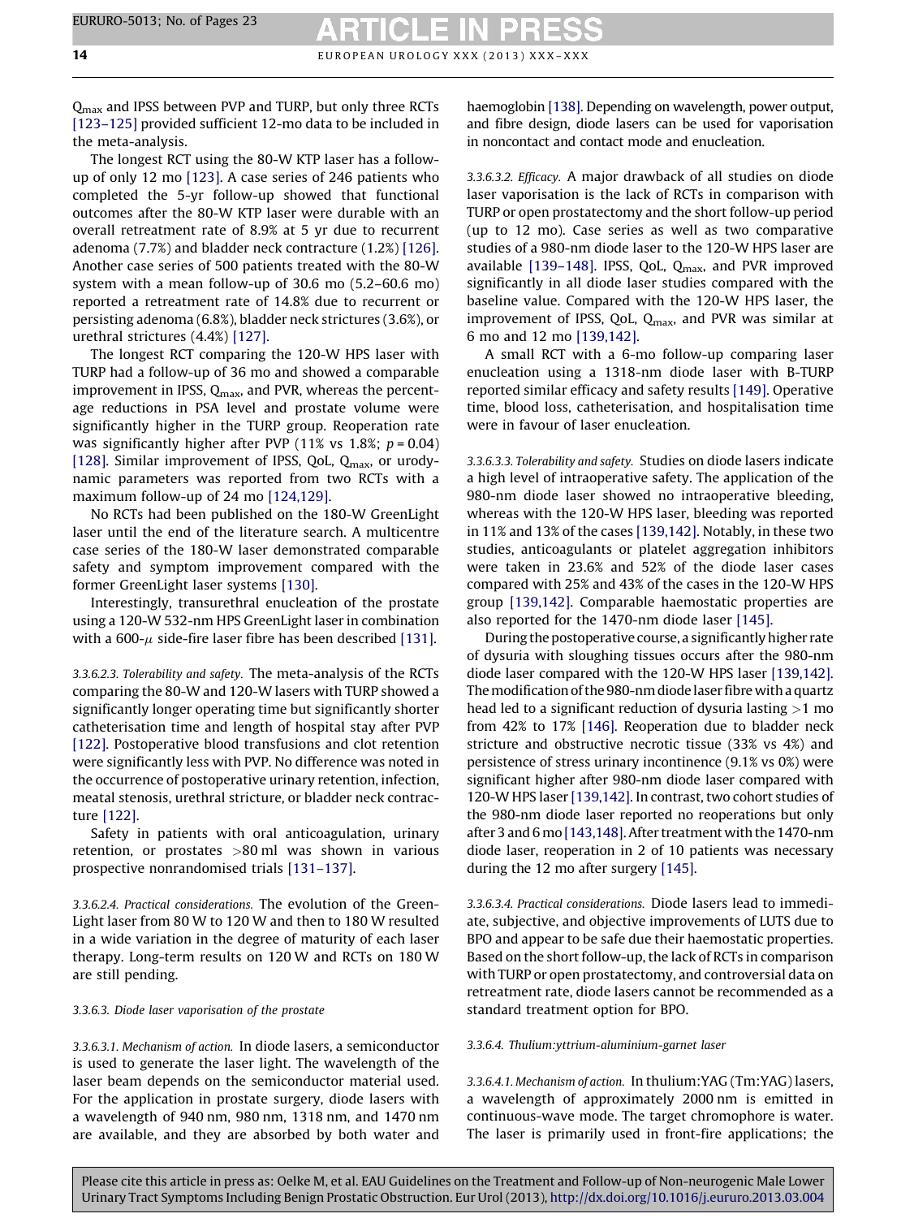$Q_{max}$ and IPSS between PVP and TURP, but only three RCTs [123–125] provided sufficient 12-mo data to be included in the meta-analysis.

The longest RCT using the 80-W KTP laser has a follow-up of only 12 mo [123]. A case series of 246 patients who completed the 5-yr follow-up showed that functional outcomes after the 80-W KTP laser were durable with an overall retreatment rate of 8.9% at 5 yr due to recurrent adenoma (7.7%) and bladder neck contracture (1.2%) [126]. Another case series of 500 patients treated with the 80-W system with a mean follow-up of 30.6 mo (5.2–60.6 mo) reported a retreatment rate of 14.8% due to recurrent or persisting adenoma (6.8%), bladder neck strictures (3.6%), or urethral strictures (4.4%) [127].

The longest RCT comparing the 120-W HPS laser with TURP had a follow-up of 36 mo and showed a comparable improvement in IPSS, $Q_{max}$, and PVR, whereas the percentage reductions in PSA level and prostate volume were significantly higher in the TURP group. Reoperation rate was significantly higher after PVP (11% vs 1.8%; $p = 0.04$) [128]. Similar improvement of IPSS, QoL, $Q_{max}$, or urodynamic parameters was reported from two RCTs with a maximum follow-up of 24 mo [124,129].

No RCTs had been published on the 180-W GreenLight laser until the end of the literature search. A multicentre case series of the 180-W laser demonstrated comparable safety and symptom improvement compared with the former GreenLight laser systems [130].

Interestingly, transurethral enucleation of the prostate using a 120-W 532-nm HPS GreenLight laser in combination with a 600-$\mu$ side-fire laser fibre has been described [131].

*3.3.6.2.3. Tolerability and safety.* The meta-analysis of the RCTs comparing the 80-W and 120-W lasers with TURP showed a significantly longer operating time but significantly shorter catheterisation time and length of hospital stay after PVP [122]. Postoperative blood transfusions and clot retention were significantly less with PVP. No difference was noted in the occurrence of postoperative urinary retention, infection, meatal stenosis, urethral stricture, or bladder neck contracture [122].

Safety in patients with oral anticoagulation, urinary retention, or prostates >80 ml was shown in various prospective nonrandomised trials [131–137].

*3.3.6.2.4. Practical considerations.* The evolution of the GreenLight laser from 80 W to 120 W and then to 180 W resulted in a wide variation in the degree of maturity of each laser therapy. Long-term results on 120 W and RCTs on 180 W are still pending.

*3.3.6.3. Diode laser vaporisation of the prostate*

*3.3.6.3.1. Mechanism of action.* In diode lasers, a semiconductor is used to generate the laser light. The wavelength of the laser beam depends on the semiconductor material used. For the application in prostate surgery, diode lasers with a wavelength of 940 nm, 980 nm, 1318 nm, and 1470 nm are available, and they are absorbed by both water and haemoglobin [138]. Depending on wavelength, power output, and fibre design, diode lasers can be used for vaporisation in noncontact and contact mode and enucleation.

*3.3.6.3.2. Efficacy.* A major drawback of all studies on diode laser vaporisation is the lack of RCTs in comparison with TURP or open prostatectomy and the short follow-up period (up to 12 mo). Case series as well as two comparative studies of a 980-nm diode laser to the 120-W HPS laser are available [139–148]. IPSS, QoL, $Q_{max}$, and PVR improved significantly in all diode laser studies compared with the baseline value. Compared with the 120-W HPS laser, the improvement of IPSS, QoL, $Q_{max}$, and PVR was similar at 6 mo and 12 mo [139,142].

A small RCT with a 6-mo follow-up comparing laser enucleation using a 1318-nm diode laser with B-TURP reported similar efficacy and safety results [149]. Operative time, blood loss, catheterisation, and hospitalisation time were in favour of laser enucleation.

*3.3.6.3.3. Tolerability and safety.* Studies on diode lasers indicate a high level of intraoperative safety. The application of the 980-nm diode laser showed no intraoperative bleeding, whereas with the 120-W HPS laser, bleeding was reported in 11% and 13% of the cases [139,142]. Notably, in these two studies, anticoagulants or platelet aggregation inhibitors were taken in 23.6% and 52% of the diode laser cases compared with 25% and 43% of the cases in the 120-W HPS group [139,142]. Comparable haemostatic properties are also reported for the 1470-nm diode laser [145].

During the postoperative course, a significantly higher rate of dysuria with sloughing tissues occurs after the 980-nm diode laser compared with the 120-W HPS laser [139,142]. The modification of the 980-nm diode laser fibre with a quartz head led to a significant reduction of dysuria lasting >1 mo from 42% to 17% [146]. Reoperation due to bladder neck stricture and obstructive necrotic tissue (33% vs 4%) and persistence of stress urinary incontinence (9.1% vs 0%) were significant higher after 980-nm diode laser compared with 120-W HPS laser [139,142]. In contrast, two cohort studies of the 980-nm diode laser reported no reoperations but only after 3 and 6 mo [143,148]. After treatment with the 1470-nm diode laser, reoperation in 2 of 10 patients was necessary during the 12 mo after surgery [145].

*3.3.6.3.4. Practical considerations.* Diode lasers lead to immediate, subjective, and objective improvements of LUTS due to BPO and appear to be safe due their haemostatic properties. Based on the short follow-up, the lack of RCTs in comparison with TURP or open prostatectomy, and controversial data on retreatment rate, diode lasers cannot be recommended as a standard treatment option for BPO.

*3.3.6.4. Thulium:yttrium-aluminium-garnet laser*

*3.3.6.4.1. Mechanism of action.* In thulium:YAG (Tm:YAG) lasers, a wavelength of approximately 2000 nm is emitted in continuous-wave mode. The target chromophore is water. The laser is primarily used in front-fire applications; the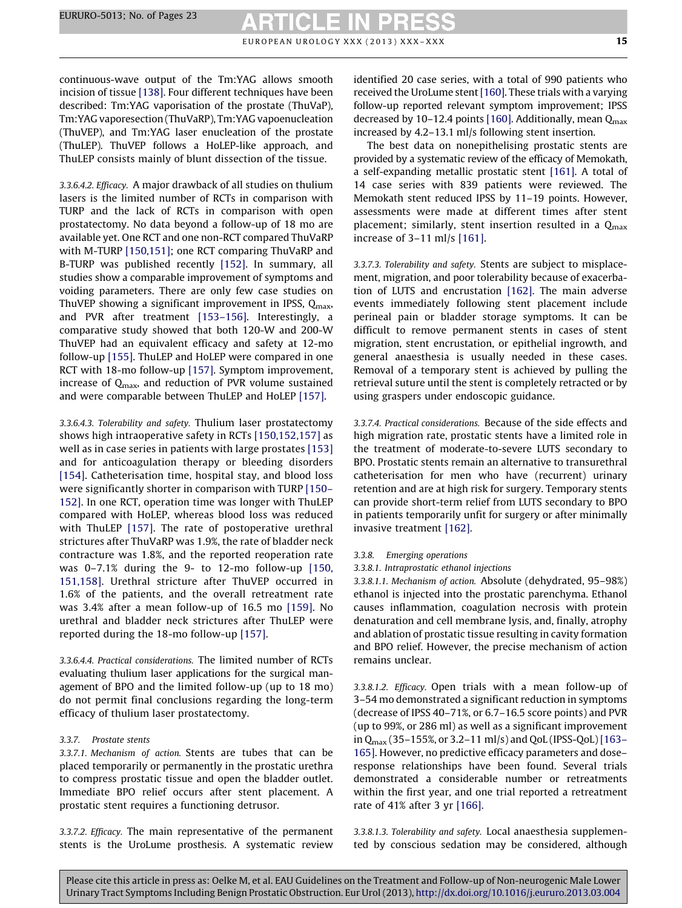continuous-wave output of the Tm:YAG allows smooth incision of tissue [138]. Four different techniques have been described: Tm:YAG vaporisation of the prostate (ThuVaP), Tm:YAG vaporesection (ThuVaRP), Tm:YAG vapoenucleation (ThuVEP), and Tm:YAG laser enucleation of the prostate (ThuLEP). ThuVEP follows a HoLEP-like approach, and ThuLEP consists mainly of blunt dissection of the tissue.

*3.3.6.4.2. Efficacy.* A major drawback of all studies on thulium lasers is the limited number of RCTs in comparison with TURP and the lack of RCTs in comparison with open prostatectomy. No data beyond a follow-up of 18 mo are available yet. One RCT and one non-RCT compared ThuVaRP with M-TURP [150,151]; one RCT comparing ThuVaRP and B-TURP was published recently [152]. In summary, all studies show a comparable improvement of symptoms and voiding parameters. There are only few case studies on ThuVEP showing a significant improvement in IPSS, $Q_{max}$, and PVR after treatment [153–156]. Interestingly, a comparative study showed that both 120-W and 200-W ThuVEP had an equivalent efficacy and safety at 12-mo follow-up [155]. ThuLEP and HoLEP were compared in one RCT with 18-mo follow-up [157]. Symptom improvement, increase of $Q_{max}$, and reduction of PVR volume sustained and were comparable between ThuLEP and HoLEP [157].

*3.3.6.4.3. Tolerability and safety.* Thulium laser prostatectomy shows high intraoperative safety in RCTs [150,152,157] as well as in case series in patients with large prostates [153] and for anticoagulation therapy or bleeding disorders [154]. Catheterisation time, hospital stay, and blood loss were significantly shorter in comparison with TURP [150–152]. In one RCT, operation time was longer with ThuLEP compared with HoLEP, whereas blood loss was reduced with ThuLEP [157]. The rate of postoperative urethral strictures after ThuVaRP was 1.9%, the rate of bladder neck contracture was 1.8%, and the reported reoperation rate was 0–7.1% during the 9- to 12-mo follow-up [150, 151,158]. Urethral stricture after ThuVEP occurred in 1.6% of the patients, and the overall retreatment rate was 3.4% after a mean follow-up of 16.5 mo [159]. No urethral and bladder neck strictures after ThuLEP were reported during the 18-mo follow-up [157].

*3.3.6.4.4. Practical considerations.* The limited number of RCTs evaluating thulium laser applications for the surgical management of BPO and the limited follow-up (up to 18 mo) do not permit final conclusions regarding the long-term efficacy of thulium laser prostatectomy.

#### 3.3.7. Prostate stents

*3.3.7.1. Mechanism of action.* Stents are tubes that can be placed temporarily or permanently in the prostatic urethra to compress prostatic tissue and open the bladder outlet. Immediate BPO relief occurs after stent placement. A prostatic stent requires a functioning detrusor.

*3.3.7.2. Efficacy.* The main representative of the permanent stents is the UroLume prosthesis. A systematic review identified 20 case series, with a total of 990 patients who received the UroLume stent [160]. These trials with a varying follow-up reported relevant symptom improvement; IPSS decreased by 10–12.4 points [160]. Additionally, mean $Q_{max}$ increased by 4.2–13.1 ml/s following stent insertion.

The best data on nonepithelising prostatic stents are provided by a systematic review of the efficacy of Memokath, a self-expanding metallic prostatic stent [161]. A total of 14 case series with 839 patients were reviewed. The Memokath stent reduced IPSS by 11–19 points. However, assessments were made at different times after stent placement; similarly, stent insertion resulted in a $Q_{max}$ increase of 3–11 ml/s [161].

*3.3.7.3. Tolerability and safety.* Stents are subject to misplacement, migration, and poor tolerability because of exacerbation of LUTS and encrustation [162]. The main adverse events immediately following stent placement include perineal pain or bladder storage symptoms. It can be difficult to remove permanent stents in cases of stent migration, stent encrustation, or epithelial ingrowth, and general anaesthesia is usually needed in these cases. Removal of a temporary stent is achieved by pulling the retrieval suture until the stent is completely retracted or by using graspers under endoscopic guidance.

*3.3.7.4. Practical considerations.* Because of the side effects and high migration rate, prostatic stents have a limited role in the treatment of moderate-to-severe LUTS secondary to BPO. Prostatic stents remain an alternative to transurethral catheterisation for men who have (recurrent) urinary retention and are at high risk for surgery. Temporary stents can provide short-term relief from LUTS secondary to BPO in patients temporarily unfit for surgery or after minimally invasive treatment [162].

#### 3.3.8. Emerging operations

*3.3.8.1. Intraprostatic ethanol injections*

*3.3.8.1.1. Mechanism of action.* Absolute (dehydrated, 95–98%) ethanol is injected into the prostatic parenchyma. Ethanol causes inflammation, coagulation necrosis with protein denaturation and cell membrane lysis, and, finally, atrophy and ablation of prostatic tissue resulting in cavity formation and BPO relief. However, the precise mechanism of action remains unclear.

*3.3.8.1.2. Efficacy.* Open trials with a mean follow-up of 3–54 mo demonstrated a significant reduction in symptoms (decrease of IPSS 40–71%, or 6.7–16.5 score points) and PVR (up to 99%, or 286 ml) as well as a significant improvement in $Q_{max}$ (35–155%, or 3.2–11 ml/s) and QoL (IPSS-QoL) [163–165]. However, no predictive efficacy parameters and dose–response relationships have been found. Several trials demonstrated a considerable number or retreatments within the first year, and one trial reported a retreatment rate of 41% after 3 yr [166].

*3.3.8.1.3. Tolerability and safety.* Local anaesthesia supplemented by conscious sedation may be considered, although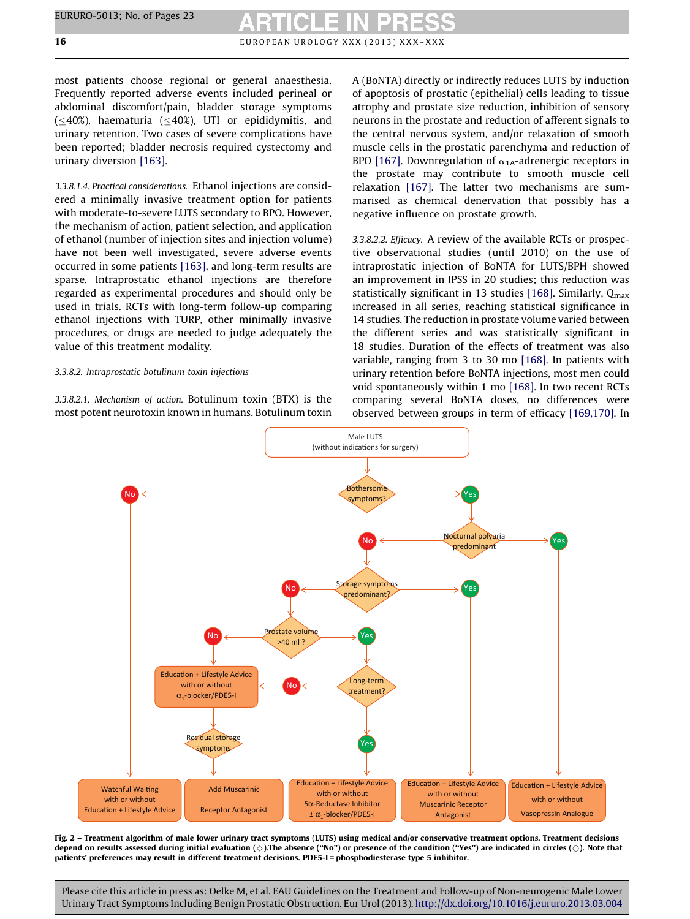most patients choose regional or general anaesthesia. Frequently reported adverse events included perineal or abdominal discomfort/pain, bladder storage symptoms (≤40%), haematuria (≤40%), UTI or epididymitis, and urinary retention. Two cases of severe complications have been reported; bladder necrosis required cystectomy and urinary diversion [163].

*3.3.8.1.4. Practical considerations.* Ethanol injections are considered a minimally invasive treatment option for patients with moderate-to-severe LUTS secondary to BPO. However, the mechanism of action, patient selection, and application of ethanol (number of injection sites and injection volume) have not been well investigated, severe adverse events occurred in some patients [163], and long-term results are sparse. Intraprostatic ethanol injections are therefore regarded as experimental procedures and should only be used in trials. RCTs with long-term follow-up comparing ethanol injections with TURP, other minimally invasive procedures, or drugs are needed to judge adequately the value of this treatment modality.

*3.3.8.2. Intraprostatic botulinum toxin injections*

*3.3.8.2.1. Mechanism of action.* Botulinum toxin (BTX) is the most potent neurotoxin known in humans. Botulinum toxin A (BoNTA) directly or indirectly reduces LUTS by induction of apoptosis of prostatic (epithelial) cells leading to tissue atrophy and prostate size reduction, inhibition of sensory neurons in the prostate and reduction of afferent signals to the central nervous system, and/or relaxation of smooth muscle cells in the prostatic parenchyma and reduction of BPO [167]. Downregulation of $\alpha_{1A}$-adrenergic receptors in the prostate may contribute to smooth muscle cell relaxation [167]. The latter two mechanisms are summarised as chemical denervation that possibly has a negative influence on prostate growth.

*3.3.8.2.2. Efficacy.* A review of the available RCTs or prospective observational studies (until 2010) on the use of intraprostatic injection of BoNTA for LUTS/BPH showed an improvement in IPSS in 20 studies; this reduction was statistically significant in 13 studies [168]. Similarly, $Q_{max}$ increased in all series, reaching statistical significance in 14 studies. The reduction in prostate volume varied between the different series and was statistically significant in 18 studies. Duration of the effects of treatment was also variable, ranging from 3 to 30 mo [168]. In patients with urinary retention before BoNTA injections, most men could void spontaneously within 1 mo [168]. In two recent RCTs comparing several BoNTA doses, no differences were observed between groups in term of efficacy [169,170]. In

**Fig. 2 – Treatment algorithm of male lower urinary tract symptoms (LUTS) using medical and/or conservative treatment options. Treatment decisions depend on results assessed during initial evaluation (◇).The absence ("No") or presence of the condition ("Yes") are indicated in circles (○). Note that patients' preferences may result in different treatment decisions. PDE5-I = phosphodiesterase type 5 inhibitor.**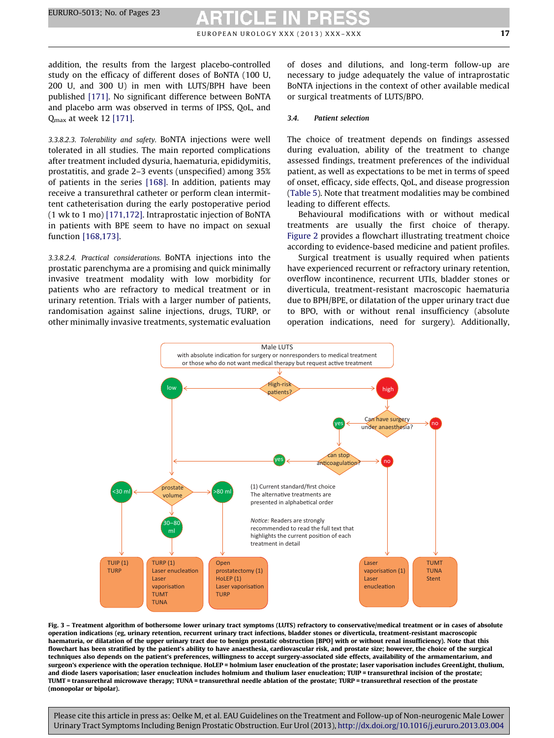addition, the results from the largest placebo-controlled study on the efficacy of different doses of BoNTA (100 U, 200 U, and 300 U) in men with LUTS/BPH have been published [171]. No significant difference between BoNTA and placebo arm was observed in terms of IPSS, QoL, and $Q_{max}$ at week 12 [171].

*3.3.8.2.3. Tolerability and safety.* BoNTA injections were well tolerated in all studies. The main reported complications after treatment included dysuria, haematuria, epididymitis, prostatitis, and grade 2–3 events (unspecified) among 35% of patients in the series [168]. In addition, patients may receive a transurethral catheter or perform clean intermittent catheterisation during the early postoperative period (1 wk to 1 mo) [171,172]. Intraprostatic injection of BoNTA in patients with BPE seem to have no impact on sexual function [168,173].

*3.3.8.2.4. Practical considerations.* BoNTA injections into the prostatic parenchyma are a promising and quick minimally invasive treatment modality with low morbidity for patients who are refractory to medical treatment or in urinary retention. Trials with a larger number of patients, randomisation against saline injections, drugs, TURP, or other minimally invasive treatments, systematic evaluation of doses and dilutions, and long-term follow-up are necessary to judge adequately the value of intraprostatic BoNTA injections in the context of other available medical or surgical treatments of LUTS/BPO.

### 3.4. *Patient selection*

The choice of treatment depends on findings assessed during evaluation, ability of the treatment to change assessed findings, treatment preferences of the individual patient, as well as expectations to be met in terms of speed of onset, efficacy, side effects, QoL, and disease progression (Table 5). Note that treatment modalities may be combined leading to different effects.

Behavioural modifications with or without medical treatments are usually the first choice of therapy. Figure 2 provides a flowchart illustrating treatment choice according to evidence-based medicine and patient profiles.

Surgical treatment is usually required when patients have experienced recurrent or refractory urinary retention, overflow incontinence, recurrent UTIs, bladder stones or diverticula, treatment-resistant macroscopic haematuria due to BPH/BPE, or dilatation of the upper urinary tract due to BPO, with or without renal insufficiency (absolute operation indications, need for surgery). Additionally,

Male LUTS
with absolute indication for surgery or nonresponders to medical treatment or those who do not want medical therapy but request active treatment

High-risk patients? → low / high

high → Can have surgery under anaesthesia? → yes / no

yes → can stop anticoagulation? → yes / no

low (or yes) → prostate volume → <30 ml / 30–80 ml / >80 ml

- <30 ml: TUIP (1), TURP
- 30–80 ml: TURP (1), Laser enucleation, Laser vaporisation, TUMT, TUNA
- >80 ml: Open prostatectomy (1), HoLEP (1), Laser vaporisation, TURP
- can stop anticoagulation? no: Laser vaporisation (1), Laser enucleation
- Can have surgery under anaesthesia? no: TUMT, TUNA, Stent

(1) Current standard/first choice
The alternative treatments are presented in alphabetical order

*Notice:* Readers are strongly recommended to read the full text that highlights the current position of each treatment in detail

**Fig. 3 – Treatment algorithm of bothersome lower urinary tract symptoms (LUTS) refractory to conservative/medical treatment or in cases of absolute operation indications (eg, urinary retention, recurrent urinary tract infections, bladder stones or diverticula, treatment-resistant macroscopic haematuria, or dilatation of the upper urinary tract due to benign prostatic obstruction [BPO] with or without renal insufficiency). Note that this flowchart has been stratified by the patient's ability to have anaesthesia, cardiovascular risk, and prostate size; however, the choice of the surgical techniques also depends on the patient's preferences, willingness to accept surgery-associated side effects, availability of the armamentarium, and surgeon's experience with the operation technique. HoLEP = holmium laser enucleation of the prostate; laser vaporisation includes GreenLight, thulium, and diode lasers vaporisation; laser enucleation includes holmium and thulium laser enucleation; TUIP = transurethral incision of the prostate; TUMT = transurethral microwave therapy; TUNA = transurethral needle ablation of the prostate; TURP = transurethral resection of the prostate (monopolar or bipolar).**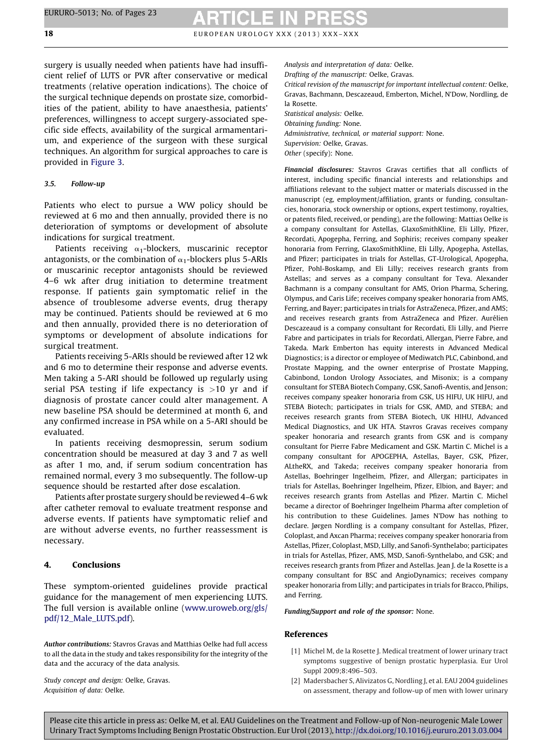surgery is usually needed when patients have had insufficient relief of LUTS or PVR after conservative or medical treatments (relative operation indications). The choice of the surgical technique depends on prostate size, comorbidities of the patient, ability to have anaesthesia, patients' preferences, willingness to accept surgery-associated specific side effects, availability of the surgical armamentarium, and experience of the surgeon with these surgical techniques. An algorithm for surgical approaches to care is provided in Figure 3.

### 3.5. Follow-up

Patients who elect to pursue a WW policy should be reviewed at 6 mo and then annually, provided there is no deterioration of symptoms or development of absolute indications for surgical treatment.

Patients receiving $\alpha_1$-blockers, muscarinic receptor antagonists, or the combination of $\alpha_1$-blockers plus 5-ARIs or muscarinic receptor antagonists should be reviewed 4–6 wk after drug initiation to determine treatment response. If patients gain symptomatic relief in the absence of troublesome adverse events, drug therapy may be continued. Patients should be reviewed at 6 mo and then annually, provided there is no deterioration of symptoms or development of absolute indications for surgical treatment.

Patients receiving 5-ARIs should be reviewed after 12 wk and 6 mo to determine their response and adverse events. Men taking a 5-ARI should be followed up regularly using serial PSA testing if life expectancy is >10 yr and if diagnosis of prostate cancer could alter management. A new baseline PSA should be determined at month 6, and any confirmed increase in PSA while on a 5-ARI should be evaluated.

In patients receiving desmopressin, serum sodium concentration should be measured at day 3 and 7 as well as after 1 mo, and, if serum sodium concentration has remained normal, every 3 mo subsequently. The follow-up sequence should be restarted after dose escalation.

Patients after prostate surgery should be reviewed 4–6 wk after catheter removal to evaluate treatment response and adverse events. If patients have symptomatic relief and are without adverse events, no further reassessment is necessary.

## 4. Conclusions

These symptom-oriented guidelines provide practical guidance for the management of men experiencing LUTS. The full version is available online (www.uroweb.org/gls/pdf/12_Male_LUTS.pdf).

***Author contributions:*** Stavros Gravas and Matthias Oelke had full access to all the data in the study and takes responsibility for the integrity of the data and the accuracy of the data analysis.

*Study concept and design:* Oelke, Gravas.
*Acquisition of data:* Oelke.
*Analysis and interpretation of data:* Oelke.
*Drafting of the manuscript:* Oelke, Gravas.
*Critical revision of the manuscript for important intellectual content:* Oelke, Gravas, Bachmann, Descazeaud, Emberton, Michel, N'Dow, Nordling, de la Rosette.
*Statistical analysis:* Oelke.
*Obtaining funding:* None.
*Administrative, technical, or material support:* None.
*Supervision:* Oelke, Gravas.
*Other* (specify): None.

***Financial disclosures:*** Stavros Gravas certifies that all conflicts of interest, including specific financial interests and relationships and affiliations relevant to the subject matter or materials discussed in the manuscript (eg, employment/affiliation, grants or funding, consultancies, honoraria, stock ownership or options, expert testimony, royalties, or patents filed, received, or pending), are the following: Mattias Oelke is a company consultant for Astellas, GlaxoSmithKline, Eli Lilly, Pfizer, Recordati, Apogepha, Ferring, and Sophiris; receives company speaker honoraria from Ferring, GlaxoSmithKline, Eli Lilly, Apogepha, Astellas, and Pfizer; participates in trials for Astellas, GT-Urological, Apogepha, Pfizer, Pohl-Boskamp, and Eli Lilly; receives research grants from Astellas; and serves as a company consultant for Teva. Alexander Bachmann is a company consultant for AMS, Orion Pharma, Schering, Olympus, and Caris Life; receives company speaker honoraria from AMS, Ferring, and Bayer; participates in trials for AstraZeneca, Pfizer, and AMS; and receives research grants from AstraZeneca and Pfizer. Aurélien Descazeaud is a company consultant for Recordati, Eli Lilly, and Pierre Fabre and participates in trials for Recordati, Allergan, Pierre Fabre, and Takeda. Mark Emberton has equity interests in Advanced Medical Diagnostics; is a director or employee of Mediwatch PLC, Cabinbond, and Prostate Mapping, and the owner enterprise of Prostate Mapping, Cabinbond, London Urology Associates, and Misonix; is a company consultant for STEBA Biotech Company, GSK, Sanofi-Aventis, and Jenson; receives company speaker honoraria from GSK, US HIFU, UK HIFU, and STEBA Biotech; participates in trials for GSK, AMD, and STEBA; and receives research grants from STEBA Biotech, UK HIHU, Advanced Medical Diagnostics, and UK HTA. Stavros Gravas receives company speaker honoraria and research grants from GSK and is company consultant for Pierre Fabre Medicament and GSK. Martin C. Michel is a company consultant for APOGEPHA, Astellas, Bayer, GSK, Pfizer, ALtheRX, and Takeda; receives company speaker honoraria from Astellas, Boehringer Ingelheim, Pfizer, and Allergan; participates in trials for Astellas, Boehringer Ingelheim, Pfizer, Elbion, and Bayer; and receives research grants from Astellas and Pfizer. Martin C. Michel became a director of Boehringer Ingelheim Pharma after completion of his contribution to these Guidelines. James N'Dow has nothing to declare. Jørgen Nordling is a company consultant for Astellas, Pfizer, Coloplast, and Axcan Pharma; receives company speaker honoraria from Astellas, Pfizer, Coloplast, MSD, Lilly, and Sanofi-Synthelabo; participates in trials for Astellas, Pfizer, AMS, MSD, Sanofi-Synthelabo, and GSK; and receives research grants from Pfizer and Astellas. Jean J. de la Rosette is a company consultant for BSC and AngioDynamics; receives company speaker honoraria from Lilly; and participates in trials for Bracco, Philips, and Ferring.

***Funding/Support and role of the sponsor:*** None.

## References

[1] Michel M, de la Rosette J. Medical treatment of lower urinary tract symptoms suggestive of benign prostatic hyperplasia. Eur Urol Suppl 2009;8:496–503.

[2] Madersbacher S, Alivizatos G, Nordling J, et al. EAU 2004 guidelines on assessment, therapy and follow-up of men with lower urinary

Please cite this article in press as: Oelke M, et al. EAU Guidelines on the Treatment and Follow-up of Non-neurogenic Male Lower Urinary Tract Symptoms Including Benign Prostatic Obstruction. Eur Urol (2013), http://dx.doi.org/10.1016/j.eururo.2013.03.004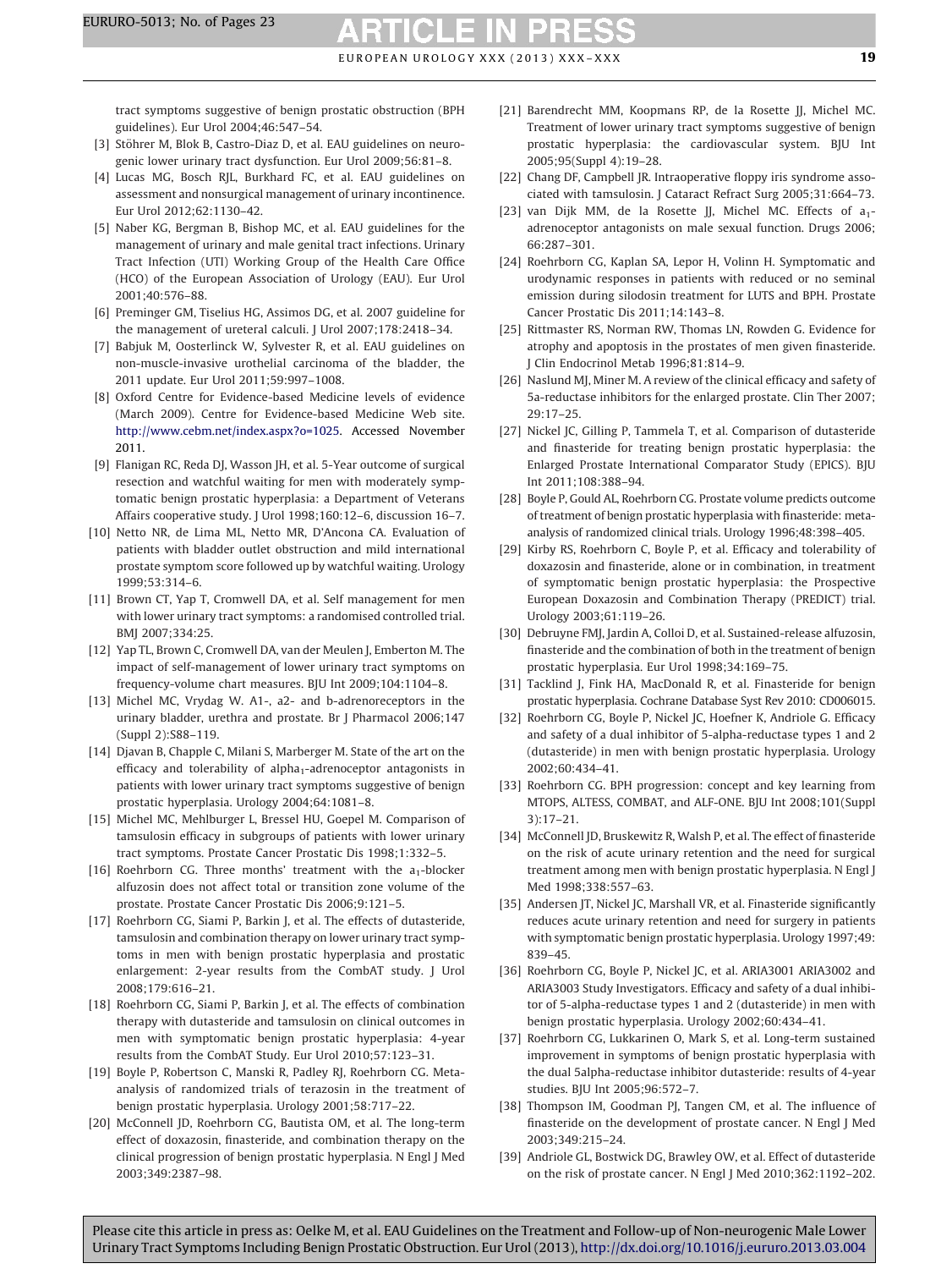tract symptoms suggestive of benign prostatic obstruction (BPH guidelines). Eur Urol 2004;46:547–54.

[3] Stöhrer M, Blok B, Castro-Diaz D, et al. EAU guidelines on neurogenic lower urinary tract dysfunction. Eur Urol 2009;56:81–8.

[4] Lucas MG, Bosch RJL, Burkhard FC, et al. EAU guidelines on assessment and nonsurgical management of urinary incontinence. Eur Urol 2012;62:1130–42.

[5] Naber KG, Bergman B, Bishop MC, et al. EAU guidelines for the management of urinary and male genital tract infections. Urinary Tract Infection (UTI) Working Group of the Health Care Office (HCO) of the European Association of Urology (EAU). Eur Urol 2001;40:576–88.

[6] Preminger GM, Tiselius HG, Assimos DG, et al. 2007 guideline for the management of ureteral calculi. J Urol 2007;178:2418–34.

[7] Babjuk M, Oosterlinck W, Sylvester R, et al. EAU guidelines on non-muscle-invasive urothelial carcinoma of the bladder, the 2011 update. Eur Urol 2011;59:997–1008.

[8] Oxford Centre for Evidence-based Medicine levels of evidence (March 2009). Centre for Evidence-based Medicine Web site. http://www.cebm.net/index.aspx?o=1025. Accessed November 2011.

[9] Flanigan RC, Reda DJ, Wasson JH, et al. 5-Year outcome of surgical resection and watchful waiting for men with moderately symptomatic benign prostatic hyperplasia: a Department of Veterans Affairs cooperative study. J Urol 1998;160:12–6, discussion 16–7.

[10] Netto NR, de Lima ML, Netto MR, D'Ancona CA. Evaluation of patients with bladder outlet obstruction and mild international prostate symptom score followed up by watchful waiting. Urology 1999;53:314–6.

[11] Brown CT, Yap T, Cromwell DA, et al. Self management for men with lower urinary tract symptoms: a randomised controlled trial. BMJ 2007;334:25.

[12] Yap TL, Brown C, Cromwell DA, van der Meulen J, Emberton M. The impact of self-management of lower urinary tract symptoms on frequency-volume chart measures. BJU Int 2009;104:1104–8.

[13] Michel MC, Vrydag W. A1-, a2- and b-adrenoreceptors in the urinary bladder, urethra and prostate. Br J Pharmacol 2006;147 (Suppl 2):S88–119.

[14] Djavan B, Chapple C, Milani S, Marberger M. State of the art on the efficacy and tolerability of alpha$_1$-adrenoceptor antagonists in patients with lower urinary tract symptoms suggestive of benign prostatic hyperplasia. Urology 2004;64:1081–8.

[15] Michel MC, Mehlburger L, Bressel HU, Goepel M. Comparison of tamsulosin efficacy in subgroups of patients with lower urinary tract symptoms. Prostate Cancer Prostatic Dis 1998;1:332–5.

[16] Roehrborn CG. Three months' treatment with the a$_1$-blocker alfuzosin does not affect total or transition zone volume of the prostate. Prostate Cancer Prostatic Dis 2006;9:121–5.

[17] Roehrborn CG, Siami P, Barkin J, et al. The effects of dutasteride, tamsulosin and combination therapy on lower urinary tract symptoms in men with benign prostatic hyperplasia and prostatic enlargement: 2-year results from the CombAT study. J Urol 2008;179:616–21.

[18] Roehrborn CG, Siami P, Barkin J, et al. The effects of combination therapy with dutasteride and tamsulosin on clinical outcomes in men with symptomatic benign prostatic hyperplasia: 4-year results from the CombAT Study. Eur Urol 2010;57:123–31.

[19] Boyle P, Robertson C, Manski R, Padley RJ, Roehrborn CG. Meta-analysis of randomized trials of terazosin in the treatment of benign prostatic hyperplasia. Urology 2001;58:717–22.

[20] McConnell JD, Roehrborn CG, Bautista OM, et al. The long-term effect of doxazosin, finasteride, and combination therapy on the clinical progression of benign prostatic hyperplasia. N Engl J Med 2003;349:2387–98.

[21] Barendrecht MM, Koopmans RP, de la Rosette JJ, Michel MC. Treatment of lower urinary tract symptoms suggestive of benign prostatic hyperplasia: the cardiovascular system. BJU Int 2005;95(Suppl 4):19–28.

[22] Chang DF, Campbell JR. Intraoperative floppy iris syndrome associated with tamsulosin. J Cataract Refract Surg 2005;31:664–73.

[23] van Dijk MM, de la Rosette JJ, Michel MC. Effects of a$_1$-adrenoceptor antagonists on male sexual function. Drugs 2006; 66:287–301.

[24] Roehrborn CG, Kaplan SA, Lepor H, Volinn H. Symptomatic and urodynamic responses in patients with reduced or no seminal emission during silodosin treatment for LUTS and BPH. Prostate Cancer Prostatic Dis 2011;14:143–8.

[25] Rittmaster RS, Norman RW, Thomas LN, Rowden G. Evidence for atrophy and apoptosis in the prostates of men given finasteride. J Clin Endocrinol Metab 1996;81:814–9.

[26] Naslund MJ, Miner M. A review of the clinical efficacy and safety of 5a-reductase inhibitors for the enlarged prostate. Clin Ther 2007; 29:17–25.

[27] Nickel JC, Gilling P, Tammela T, et al. Comparison of dutasteride and finasteride for treating benign prostatic hyperplasia: the Enlarged Prostate International Comparator Study (EPICS). BJU Int 2011;108:388–94.

[28] Boyle P, Gould AL, Roehrborn CG. Prostate volume predicts outcome of treatment of benign prostatic hyperplasia with finasteride: meta-analysis of randomized clinical trials. Urology 1996;48:398–405.

[29] Kirby RS, Roehrborn C, Boyle P, et al. Efficacy and tolerability of doxazosin and finasteride, alone or in combination, in treatment of symptomatic benign prostatic hyperplasia: the Prospective European Doxazosin and Combination Therapy (PREDICT) trial. Urology 2003;61:119–26.

[30] Debruyne FMJ, Jardin A, Colloi D, et al. Sustained-release alfuzosin, finasteride and the combination of both in the treatment of benign prostatic hyperplasia. Eur Urol 1998;34:169–75.

[31] Tacklind J, Fink HA, MacDonald R, et al. Finasteride for benign prostatic hyperplasia. Cochrane Database Syst Rev 2010: CD006015.

[32] Roehrborn CG, Boyle P, Nickel JC, Hoefner K, Andriole G. Efficacy and safety of a dual inhibitor of 5-alpha-reductase types 1 and 2 (dutasteride) in men with benign prostatic hyperplasia. Urology 2002;60:434–41.

[33] Roehrborn CG. BPH progression: concept and key learning from MTOPS, ALTESS, COMBAT, and ALF-ONE. BJU Int 2008;101(Suppl 3):17–21.

[34] McConnell JD, Bruskewitz R, Walsh P, et al. The effect of finasteride on the risk of acute urinary retention and the need for surgical treatment among men with benign prostatic hyperplasia. N Engl J Med 1998;338:557–63.

[35] Andersen JT, Nickel JC, Marshall VR, et al. Finasteride significantly reduces acute urinary retention and need for surgery in patients with symptomatic benign prostatic hyperplasia. Urology 1997;49: 839–45.

[36] Roehrborn CG, Boyle P, Nickel JC, et al. ARIA3001 ARIA3002 and ARIA3003 Study Investigators. Efficacy and safety of a dual inhibitor of 5-alpha-reductase types 1 and 2 (dutasteride) in men with benign prostatic hyperplasia. Urology 2002;60:434–41.

[37] Roehrborn CG, Lukkarinen O, Mark S, et al. Long-term sustained improvement in symptoms of benign prostatic hyperplasia with the dual 5alpha-reductase inhibitor dutasteride: results of 4-year studies. BJU Int 2005;96:572–7.

[38] Thompson IM, Goodman PJ, Tangen CM, et al. The influence of finasteride on the development of prostate cancer. N Engl J Med 2003;349:215–24.

[39] Andriole GL, Bostwick DG, Brawley OW, et al. Effect of dutasteride on the risk of prostate cancer. N Engl J Med 2010;362:1192–202.

Please cite this article in press as: Oelke M, et al. EAU Guidelines on the Treatment and Follow-up of Non-neurogenic Male Lower Urinary Tract Symptoms Including Benign Prostatic Obstruction. Eur Urol (2013), http://dx.doi.org/10.1016/j.eururo.2013.03.004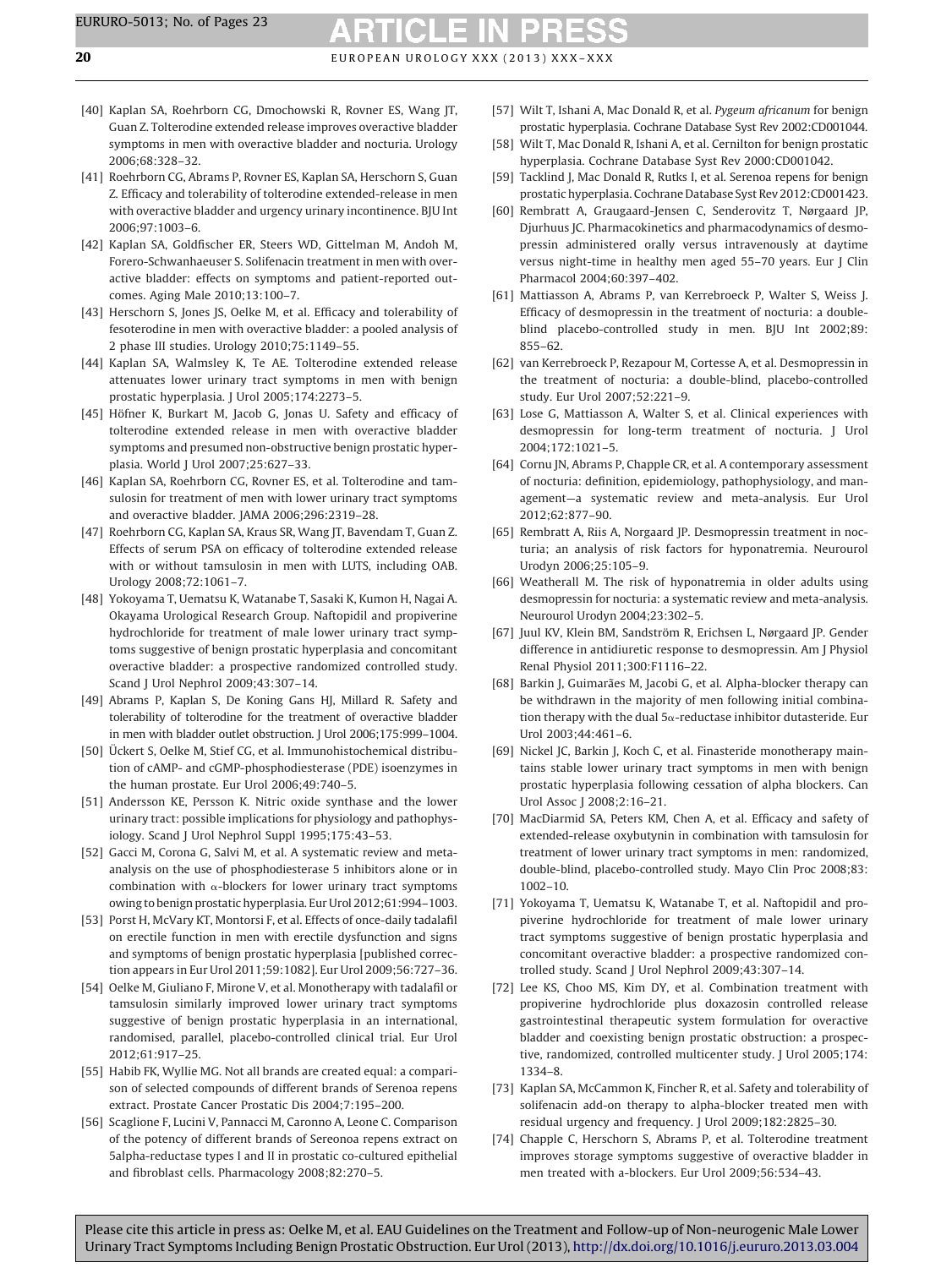[40] Kaplan SA, Roehrborn CG, Dmochowski R, Rovner ES, Wang JT, Guan Z. Tolterodine extended release improves overactive bladder symptoms in men with overactive bladder and nocturia. Urology 2006;68:328–32.

[41] Roehrborn CG, Abrams P, Rovner ES, Kaplan SA, Herschorn S, Guan Z. Efficacy and tolerability of tolterodine extended-release in men with overactive bladder and urgency urinary incontinence. BJU Int 2006;97:1003–6.

[42] Kaplan SA, Goldfischer ER, Steers WD, Gittelman M, Andoh M, Forero-Schwanhaeuser S. Solifenacin treatment in men with overactive bladder: effects on symptoms and patient-reported outcomes. Aging Male 2010;13:100–7.

[43] Herschorn S, Jones JS, Oelke M, et al. Efficacy and tolerability of fesoterodine in men with overactive bladder: a pooled analysis of 2 phase III studies. Urology 2010;75:1149–55.

[44] Kaplan SA, Walmsley K, Te AE. Tolterodine extended release attenuates lower urinary tract symptoms in men with benign prostatic hyperplasia. J Urol 2005;174:2273–5.

[45] Höfner K, Burkart M, Jacob G, Jonas U. Safety and efficacy of tolterodine extended release in men with overactive bladder symptoms and presumed non-obstructive benign prostatic hyperplasia. World J Urol 2007;25:627–33.

[46] Kaplan SA, Roehrborn CG, Rovner ES, et al. Tolterodine and tamsulosin for treatment of men with lower urinary tract symptoms and overactive bladder. JAMA 2006;296:2319–28.

[47] Roehrborn CG, Kaplan SA, Kraus SR, Wang JT, Bavendam T, Guan Z. Effects of serum PSA on efficacy of tolterodine extended release with or without tamsulosin in men with LUTS, including OAB. Urology 2008;72:1061–7.

[48] Yokoyama T, Uematsu K, Watanabe T, Sasaki K, Kumon H, Nagai A. Okayama Urological Research Group. Naftopidil and propiverine hydrochloride for treatment of male lower urinary tract symptoms suggestive of benign prostatic hyperplasia and concomitant overactive bladder: a prospective randomized controlled study. Scand J Urol Nephrol 2009;43:307–14.

[49] Abrams P, Kaplan S, De Koning Gans HJ, Millard R. Safety and tolerability of tolterodine for the treatment of overactive bladder in men with bladder outlet obstruction. J Urol 2006;175:999–1004.

[50] Ückert S, Oelke M, Stief CG, et al. Immunohistochemical distribution of cAMP- and cGMP-phosphodiesterase (PDE) isoenzymes in the human prostate. Eur Urol 2006;49:740–5.

[51] Andersson KE, Persson K. Nitric oxide synthase and the lower urinary tract: possible implications for physiology and pathophysiology. Scand J Urol Nephrol Suppl 1995;175:43–53.

[52] Gacci M, Corona G, Salvi M, et al. A systematic review and meta-analysis on the use of phosphodiesterase 5 inhibitors alone or in combination with α-blockers for lower urinary tract symptoms owing to benign prostatic hyperplasia. Eur Urol 2012;61:994–1003.

[53] Porst H, McVary KT, Montorsi F, et al. Effects of once-daily tadalafil on erectile function in men with erectile dysfunction and signs and symptoms of benign prostatic hyperplasia [published correction appears in Eur Urol 2011;59:1082]. Eur Urol 2009;56:727–36.

[54] Oelke M, Giuliano F, Mirone V, et al. Monotherapy with tadalafil or tamsulosin similarly improved lower urinary tract symptoms suggestive of benign prostatic hyperplasia in an international, randomised, parallel, placebo-controlled clinical trial. Eur Urol 2012;61:917–25.

[55] Habib FK, Wyllie MG. Not all brands are created equal: a comparison of selected compounds of different brands of Serenoa repens extract. Prostate Cancer Prostatic Dis 2004;7:195–200.

[56] Scaglione F, Lucini V, Pannacci M, Caronno A, Leone C. Comparison of the potency of different brands of Sereonoa repens extract on 5alpha-reductase types I and II in prostatic co-cultured epithelial and fibroblast cells. Pharmacology 2008;82:270–5.

[57] Wilt T, Ishani A, Mac Donald R, et al. *Pygeum africanum* for benign prostatic hyperplasia. Cochrane Database Syst Rev 2002:CD001044.

[58] Wilt T, Mac Donald R, Ishani A, et al. Cernilton for benign prostatic hyperplasia. Cochrane Database Syst Rev 2000:CD001042.

[59] Tacklind J, Mac Donald R, Rutks I, et al. Serenoa repens for benign prostatic hyperplasia. Cochrane Database Syst Rev 2012:CD001423.

[60] Rembratt A, Graugaard-Jensen C, Senderovitz T, Nørgaard JP, Djurhuus JC. Pharmacokinetics and pharmacodynamics of desmopressin administered orally versus intravenously at daytime versus night-time in healthy men aged 55–70 years. Eur J Clin Pharmacol 2004;60:397–402.

[61] Mattiasson A, Abrams P, van Kerrebroeck P, Walter S, Weiss J. Efficacy of desmopressin in the treatment of nocturia: a double-blind placebo-controlled study in men. BJU Int 2002;89: 855–62.

[62] van Kerrebroeck P, Rezapour M, Cortesse A, et al. Desmopressin in the treatment of nocturia: a double-blind, placebo-controlled study. Eur Urol 2007;52:221–9.

[63] Lose G, Mattiasson A, Walter S, et al. Clinical experiences with desmopressin for long-term treatment of nocturia. J Urol 2004;172:1021–5.

[64] Cornu JN, Abrams P, Chapple CR, et al. A contemporary assessment of nocturia: definition, epidemiology, pathophysiology, and management—a systematic review and meta-analysis. Eur Urol 2012;62:877–90.

[65] Rembratt A, Riis A, Norgaard JP. Desmopressin treatment in nocturia; an analysis of risk factors for hyponatremia. Neurourol Urodyn 2006;25:105–9.

[66] Weatherall M. The risk of hyponatremia in older adults using desmopressin for nocturia: a systematic review and meta-analysis. Neurourol Urodyn 2004;23:302–5.

[67] Juul KV, Klein BM, Sandström R, Erichsen L, Nørgaard JP. Gender difference in antidiuretic response to desmopressin. Am J Physiol Renal Physiol 2011;300:F1116–22.

[68] Barkin J, Guimarães M, Jacobi G, et al. Alpha-blocker therapy can be withdrawn in the majority of men following initial combination therapy with the dual 5α-reductase inhibitor dutasteride. Eur Urol 2003;44:461–6.

[69] Nickel JC, Barkin J, Koch C, et al. Finasteride monotherapy maintains stable lower urinary tract symptoms in men with benign prostatic hyperplasia following cessation of alpha blockers. Can Urol Assoc J 2008;2:16–21.

[70] MacDiarmid SA, Peters KM, Chen A, et al. Efficacy and safety of extended-release oxybutynin in combination with tamsulosin for treatment of lower urinary tract symptoms in men: randomized, double-blind, placebo-controlled study. Mayo Clin Proc 2008;83: 1002–10.

[71] Yokoyama T, Uematsu K, Watanabe T, et al. Naftopidil and propiverine hydrochloride for treatment of male lower urinary tract symptoms suggestive of benign prostatic hyperplasia and concomitant overactive bladder: a prospective randomized controlled study. Scand J Urol Nephrol 2009;43:307–14.

[72] Lee KS, Choo MS, Kim DY, et al. Combination treatment with propiverine hydrochloride plus doxazosin controlled release gastrointestinal therapeutic system formulation for overactive bladder and coexisting benign prostatic obstruction: a prospective, randomized, controlled multicenter study. J Urol 2005;174: 1334–8.

[73] Kaplan SA, McCammon K, Fincher R, et al. Safety and tolerability of solifenacin add-on therapy to alpha-blocker treated men with residual urgency and frequency. J Urol 2009;182:2825–30.

[74] Chapple C, Herschorn S, Abrams P, et al. Tolterodine treatment improves storage symptoms suggestive of overactive bladder in men treated with a-blockers. Eur Urol 2009;56:534–43.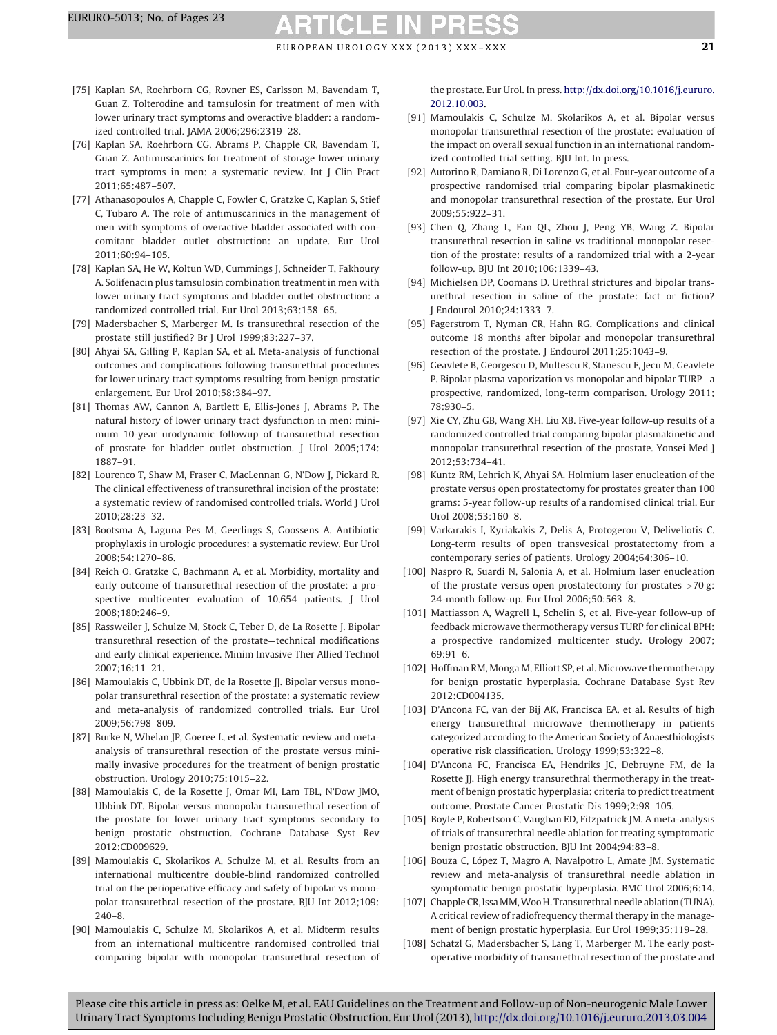[75] Kaplan SA, Roehrborn CG, Rovner ES, Carlsson M, Bavendam T, Guan Z. Tolterodine and tamsulosin for treatment of men with lower urinary tract symptoms and overactive bladder: a randomized controlled trial. JAMA 2006;296:2319–28.

[76] Kaplan SA, Roehrborn CG, Abrams P, Chapple CR, Bavendam T, Guan Z. Antimuscarinics for treatment of storage lower urinary tract symptoms in men: a systematic review. Int J Clin Pract 2011;65:487–507.

[77] Athanasopoulos A, Chapple C, Fowler C, Gratzke C, Kaplan S, Stief C, Tubaro A. The role of antimuscarinics in the management of men with symptoms of overactive bladder associated with concomitant bladder outlet obstruction: an update. Eur Urol 2011;60:94–105.

[78] Kaplan SA, He W, Koltun WD, Cummings J, Schneider T, Fakhoury A. Solifenacin plus tamsulosin combination treatment in men with lower urinary tract symptoms and bladder outlet obstruction: a randomized controlled trial. Eur Urol 2013;63:158–65.

[79] Madersbacher S, Marberger M. Is transurethral resection of the prostate still justified? Br J Urol 1999;83:227–37.

[80] Ahyai SA, Gilling P, Kaplan SA, et al. Meta-analysis of functional outcomes and complications following transurethral procedures for lower urinary tract symptoms resulting from benign prostatic enlargement. Eur Urol 2010;58:384–97.

[81] Thomas AW, Cannon A, Bartlett E, Ellis-Jones J, Abrams P. The natural history of lower urinary tract dysfunction in men: minimum 10-year urodynamic followup of transurethral resection of prostate for bladder outlet obstruction. J Urol 2005;174: 1887–91.

[82] Lourenco T, Shaw M, Fraser C, MacLennan G, N'Dow J, Pickard R. The clinical effectiveness of transurethral incision of the prostate: a systematic review of randomised controlled trials. World J Urol 2010;28:23–32.

[83] Bootsma A, Laguna Pes M, Geerlings S, Goossens A. Antibiotic prophylaxis in urologic procedures: a systematic review. Eur Urol 2008;54:1270–86.

[84] Reich O, Gratzke C, Bachmann A, et al. Morbidity, mortality and early outcome of transurethral resection of the prostate: a prospective multicenter evaluation of 10,654 patients. J Urol 2008;180:246–9.

[85] Rassweiler J, Schulze M, Stock C, Teber D, de La Rosette J. Bipolar transurethral resection of the prostate—technical modifications and early clinical experience. Minim Invasive Ther Allied Technol 2007;16:11–21.

[86] Mamoulakis C, Ubbink DT, de la Rosette JJ. Bipolar versus monopolar transurethral resection of the prostate: a systematic review and meta-analysis of randomized controlled trials. Eur Urol 2009;56:798–809.

[87] Burke N, Whelan JP, Goeree L, et al. Systematic review and meta-analysis of transurethral resection of the prostate versus minimally invasive procedures for the treatment of benign prostatic obstruction. Urology 2010;75:1015–22.

[88] Mamoulakis C, de la Rosette J, Omar MI, Lam TBL, N'Dow JMO, Ubbink DT. Bipolar versus monopolar transurethral resection of the prostate for lower urinary tract symptoms secondary to benign prostatic obstruction. Cochrane Database Syst Rev 2012:CD009629.

[89] Mamoulakis C, Skolarikos A, Schulze M, et al. Results from an international multicentre double-blind randomized controlled trial on the perioperative efficacy and safety of bipolar vs monopolar transurethral resection of the prostate. BJU Int 2012;109: 240–8.

[90] Mamoulakis C, Schulze M, Skolarikos A, et al. Midterm results from an international multicentre randomised controlled trial comparing bipolar with monopolar transurethral resection of the prostate. Eur Urol. In press. http://dx.doi.org/10.1016/j.eururo.2012.10.003.

[91] Mamoulakis C, Schulze M, Skolarikos A, et al. Bipolar versus monopolar transurethral resection of the prostate: evaluation of the impact on overall sexual function in an international randomized controlled trial setting. BJU Int. In press.

[92] Autorino R, Damiano R, Di Lorenzo G, et al. Four-year outcome of a prospective randomised trial comparing bipolar plasmakinetic and monopolar transurethral resection of the prostate. Eur Urol 2009;55:922–31.

[93] Chen Q, Zhang L, Fan QL, Zhou J, Peng YB, Wang Z. Bipolar transurethral resection in saline vs traditional monopolar resection of the prostate: results of a randomized trial with a 2-year follow-up. BJU Int 2010;106:1339–43.

[94] Michielsen DP, Coomans D. Urethral strictures and bipolar transurethral resection in saline of the prostate: fact or fiction? J Endourol 2010;24:1333–7.

[95] Fagerstrom T, Nyman CR, Hahn RG. Complications and clinical outcome 18 months after bipolar and monopolar transurethral resection of the prostate. J Endourol 2011;25:1043–9.

[96] Geavlete B, Georgescu D, Multescu R, Stanescu F, Jecu M, Geavlete P. Bipolar plasma vaporization vs monopolar and bipolar TURP—a prospective, randomized, long-term comparison. Urology 2011; 78:930–5.

[97] Xie CY, Zhu GB, Wang XH, Liu XB. Five-year follow-up results of a randomized controlled trial comparing bipolar plasmakinetic and monopolar transurethral resection of the prostate. Yonsei Med J 2012;53:734–41.

[98] Kuntz RM, Lehrich K, Ahyai SA. Holmium laser enucleation of the prostate versus open prostatectomy for prostates greater than 100 grams: 5-year follow-up results of a randomised clinical trial. Eur Urol 2008;53:160–8.

[99] Varkarakis I, Kyriakakis Z, Delis A, Protogerou V, Deliveliotis C. Long-term results of open transvesical prostatectomy from a contemporary series of patients. Urology 2004;64:306–10.

[100] Naspro R, Suardi N, Salonia A, et al. Holmium laser enucleation of the prostate versus open prostatectomy for prostates >70 g: 24-month follow-up. Eur Urol 2006;50:563–8.

[101] Mattiasson A, Wagrell L, Schelin S, et al. Five-year follow-up of feedback microwave thermotherapy versus TURP for clinical BPH: a prospective randomized multicenter study. Urology 2007; 69:91–6.

[102] Hoffman RM, Monga M, Elliott SP, et al. Microwave thermotherapy for benign prostatic hyperplasia. Cochrane Database Syst Rev 2012:CD004135.

[103] D'Ancona FC, van der Bij AK, Francisca EA, et al. Results of high energy transurethral microwave thermotherapy in patients categorized according to the American Society of Anaesthiologists operative risk classification. Urology 1999;53:322–8.

[104] D'Ancona FC, Francisca EA, Hendriks JC, Debruyne FM, de la Rosette JJ. High energy transurethral thermotherapy in the treatment of benign prostatic hyperplasia: criteria to predict treatment outcome. Prostate Cancer Prostatic Dis 1999;2:98–105.

[105] Boyle P, Robertson C, Vaughan ED, Fitzpatrick JM. A meta-analysis of trials of transurethral needle ablation for treating symptomatic benign prostatic obstruction. BJU Int 2004;94:83–8.

[106] Bouza C, López T, Magro A, Navalpotro L, Amate JM. Systematic review and meta-analysis of transurethral needle ablation in symptomatic benign prostatic hyperplasia. BMC Urol 2006;6:14.

[107] Chapple CR, Issa MM, Woo H. Transurethral needle ablation (TUNA). A critical review of radiofrequency thermal therapy in the management of benign prostatic hyperplasia. Eur Urol 1999;35:119–28.

[108] Schatzl G, Madersbacher S, Lang T, Marberger M. The early postoperative morbidity of transurethral resection of the prostate and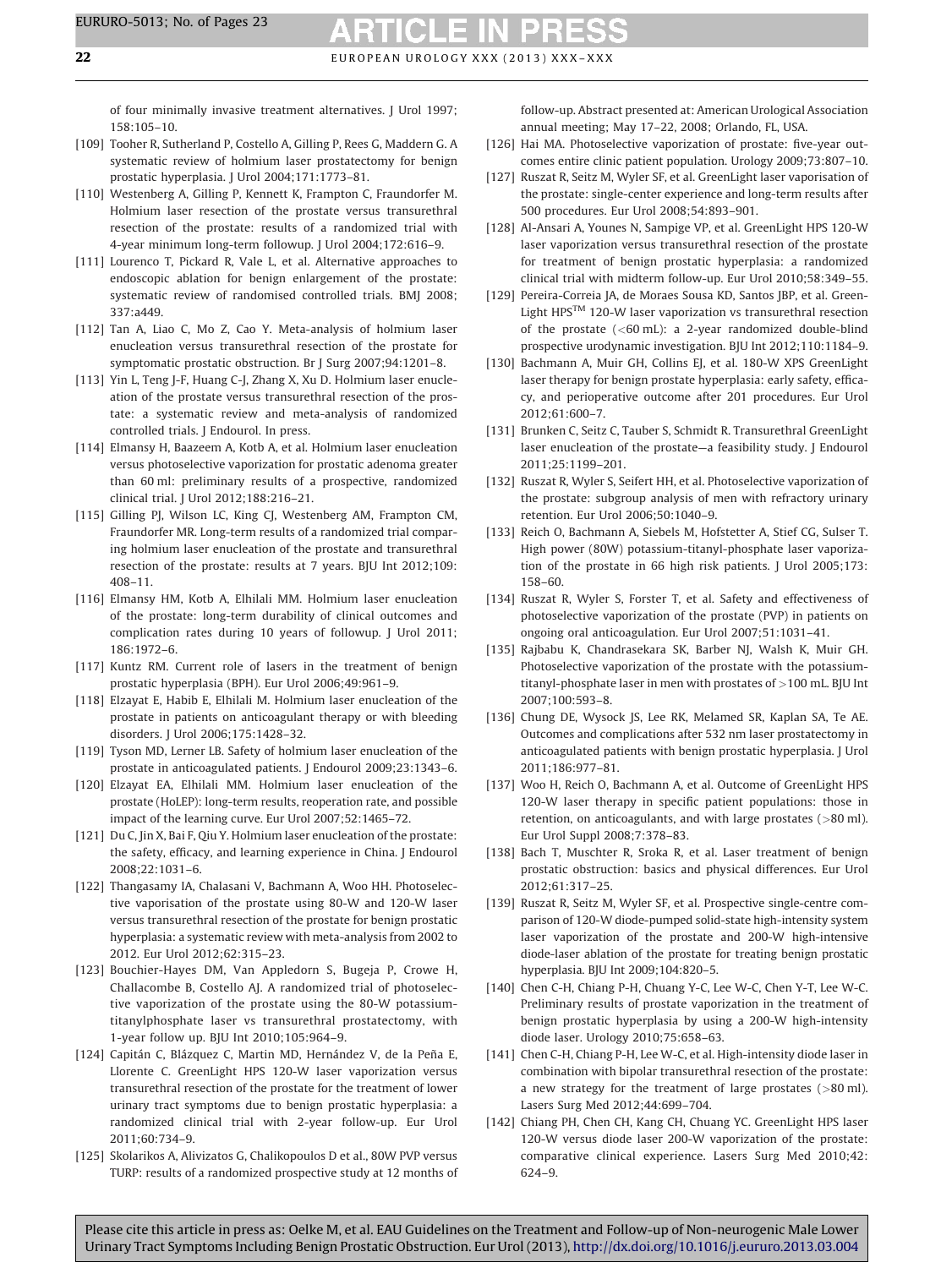of four minimally invasive treatment alternatives. J Urol 1997; 158:105–10.

[109] Tooher R, Sutherland P, Costello A, Gilling P, Rees G, Maddern G. A systematic review of holmium laser prostatectomy for benign prostatic hyperplasia. J Urol 2004;171:1773–81.

[110] Westenberg A, Gilling P, Kennett K, Frampton C, Fraundorfer M. Holmium laser resection of the prostate versus transurethral resection of the prostate: results of a randomized trial with 4-year minimum long-term followup. J Urol 2004;172:616–9.

[111] Lourenco T, Pickard R, Vale L, et al. Alternative approaches to endoscopic ablation for benign enlargement of the prostate: systematic review of randomised controlled trials. BMJ 2008; 337:a449.

[112] Tan A, Liao C, Mo Z, Cao Y. Meta-analysis of holmium laser enucleation versus transurethral resection of the prostate for symptomatic prostatic obstruction. Br J Surg 2007;94:1201–8.

[113] Yin L, Teng J-F, Huang C-J, Zhang X, Xu D. Holmium laser enucleation of the prostate versus transurethral resection of the prostate: a systematic review and meta-analysis of randomized controlled trials. J Endourol. In press.

[114] Elmansy H, Baazeem A, Kotb A, et al. Holmium laser enucleation versus photoselective vaporization for prostatic adenoma greater than 60 ml: preliminary results of a prospective, randomized clinical trial. J Urol 2012;188:216–21.

[115] Gilling PJ, Wilson LC, King CJ, Westenberg AM, Frampton CM, Fraundorfer MR. Long-term results of a randomized trial comparing holmium laser enucleation of the prostate and transurethral resection of the prostate: results at 7 years. BJU Int 2012;109: 408–11.

[116] Elmansy HM, Kotb A, Elhilali MM. Holmium laser enucleation of the prostate: long-term durability of clinical outcomes and complication rates during 10 years of followup. J Urol 2011; 186:1972–6.

[117] Kuntz RM. Current role of lasers in the treatment of benign prostatic hyperplasia (BPH). Eur Urol 2006;49:961–9.

[118] Elzayat E, Habib E, Elhilali M. Holmium laser enucleation of the prostate in patients on anticoagulant therapy or with bleeding disorders. J Urol 2006;175:1428–32.

[119] Tyson MD, Lerner LB. Safety of holmium laser enucleation of the prostate in anticoagulated patients. J Endourol 2009;23:1343–6.

[120] Elzayat EA, Elhilali MM. Holmium laser enucleation of the prostate (HoLEP): long-term results, reoperation rate, and possible impact of the learning curve. Eur Urol 2007;52:1465–72.

[121] Du C, Jin X, Bai F, Qiu Y. Holmium laser enucleation of the prostate: the safety, efficacy, and learning experience in China. J Endourol 2008;22:1031–6.

[122] Thangasamy IA, Chalasani V, Bachmann A, Woo HH. Photoselective vaporisation of the prostate using 80-W and 120-W laser versus transurethral resection of the prostate for benign prostatic hyperplasia: a systematic review with meta-analysis from 2002 to 2012. Eur Urol 2012;62:315–23.

[123] Bouchier-Hayes DM, Van Appledorn S, Bugeja P, Crowe H, Challacombe B, Costello AJ. A randomized trial of photoselective vaporization of the prostate using the 80-W potassium-titanylphosphate laser vs transurethral prostatectomy, with 1-year follow up. BJU Int 2010;105:964–9.

[124] Capitán C, Blázquez C, Martin MD, Hernández V, de la Peña E, Llorente C. GreenLight HPS 120-W laser vaporization versus transurethral resection of the prostate for the treatment of lower urinary tract symptoms due to benign prostatic hyperplasia: a randomized clinical trial with 2-year follow-up. Eur Urol 2011;60:734–9.

[125] Skolarikos A, Alivizatos G, Chalikopoulos D et al., 80W PVP versus TURP: results of a randomized prospective study at 12 months of follow-up. Abstract presented at: American Urological Association annual meeting; May 17–22, 2008; Orlando, FL, USA.

[126] Hai MA. Photoselective vaporization of prostate: five-year outcomes entire clinic patient population. Urology 2009;73:807–10.

[127] Ruszat R, Seitz M, Wyler SF, et al. GreenLight laser vaporisation of the prostate: single-center experience and long-term results after 500 procedures. Eur Urol 2008;54:893–901.

[128] Al-Ansari A, Younes N, Sampige VP, et al. GreenLight HPS 120-W laser vaporization versus transurethral resection of the prostate for treatment of benign prostatic hyperplasia: a randomized clinical trial with midterm follow-up. Eur Urol 2010;58:349–55.

[129] Pereira-Correia JA, de Moraes Sousa KD, Santos JBP, et al. GreenLight HPS™ 120-W laser vaporization vs transurethral resection of the prostate (<60 mL): a 2-year randomized double-blind prospective urodynamic investigation. BJU Int 2012;110:1184–9.

[130] Bachmann A, Muir GH, Collins EJ, et al. 180-W XPS GreenLight laser therapy for benign prostate hyperplasia: early safety, efficacy, and perioperative outcome after 201 procedures. Eur Urol 2012;61:600–7.

[131] Brunken C, Seitz C, Tauber S, Schmidt R. Transurethral GreenLight laser enucleation of the prostate—a feasibility study. J Endourol 2011;25:1199–201.

[132] Ruszat R, Wyler S, Seifert HH, et al. Photoselective vaporization of the prostate: subgroup analysis of men with refractory urinary retention. Eur Urol 2006;50:1040–9.

[133] Reich O, Bachmann A, Siebels M, Hofstetter A, Stief CG, Sulser T. High power (80W) potassium-titanyl-phosphate laser vaporization of the prostate in 66 high risk patients. J Urol 2005;173: 158–60.

[134] Ruszat R, Wyler S, Forster T, et al. Safety and effectiveness of photoselective vaporization of the prostate (PVP) in patients on ongoing oral anticoagulation. Eur Urol 2007;51:1031–41.

[135] Rajbabu K, Chandrasekara SK, Barber NJ, Walsh K, Muir GH. Photoselective vaporization of the prostate with the potassium-titanyl-phosphate laser in men with prostates of >100 mL. BJU Int 2007;100:593–8.

[136] Chung DE, Wysock JS, Lee RK, Melamed SR, Kaplan SA, Te AE. Outcomes and complications after 532 nm laser prostatectomy in anticoagulated patients with benign prostatic hyperplasia. J Urol 2011;186:977–81.

[137] Woo H, Reich O, Bachmann A, et al. Outcome of GreenLight HPS 120-W laser therapy in specific patient populations: those in retention, on anticoagulants, and with large prostates (>80 ml). Eur Urol Suppl 2008;7:378–83.

[138] Bach T, Muschter R, Sroka R, et al. Laser treatment of benign prostatic obstruction: basics and physical differences. Eur Urol 2012;61:317–25.

[139] Ruszat R, Seitz M, Wyler SF, et al. Prospective single-centre comparison of 120-W diode-pumped solid-state high-intensity system laser vaporization of the prostate and 200-W high-intensive diode-laser ablation of the prostate for treating benign prostatic hyperplasia. BJU Int 2009;104:820–5.

[140] Chen C-H, Chiang P-H, Chuang Y-C, Lee W-C, Chen Y-T, Lee W-C. Preliminary results of prostate vaporization in the treatment of benign prostatic hyperplasia by using a 200-W high-intensity diode laser. Urology 2010;75:658–63.

[141] Chen C-H, Chiang P-H, Lee W-C, et al. High-intensity diode laser in combination with bipolar transurethral resection of the prostate: a new strategy for the treatment of large prostates (>80 ml). Lasers Surg Med 2012;44:699–704.

[142] Chiang PH, Chen CH, Kang CH, Chuang YC. GreenLight HPS laser 120-W versus diode laser 200-W vaporization of the prostate: comparative clinical experience. Lasers Surg Med 2010;42: 624–9.

Please cite this article in press as: Oelke M, et al. EAU Guidelines on the Treatment and Follow-up of Non-neurogenic Male Lower Urinary Tract Symptoms Including Benign Prostatic Obstruction. Eur Urol (2013), http://dx.doi.org/10.1016/j.eururo.2013.03.004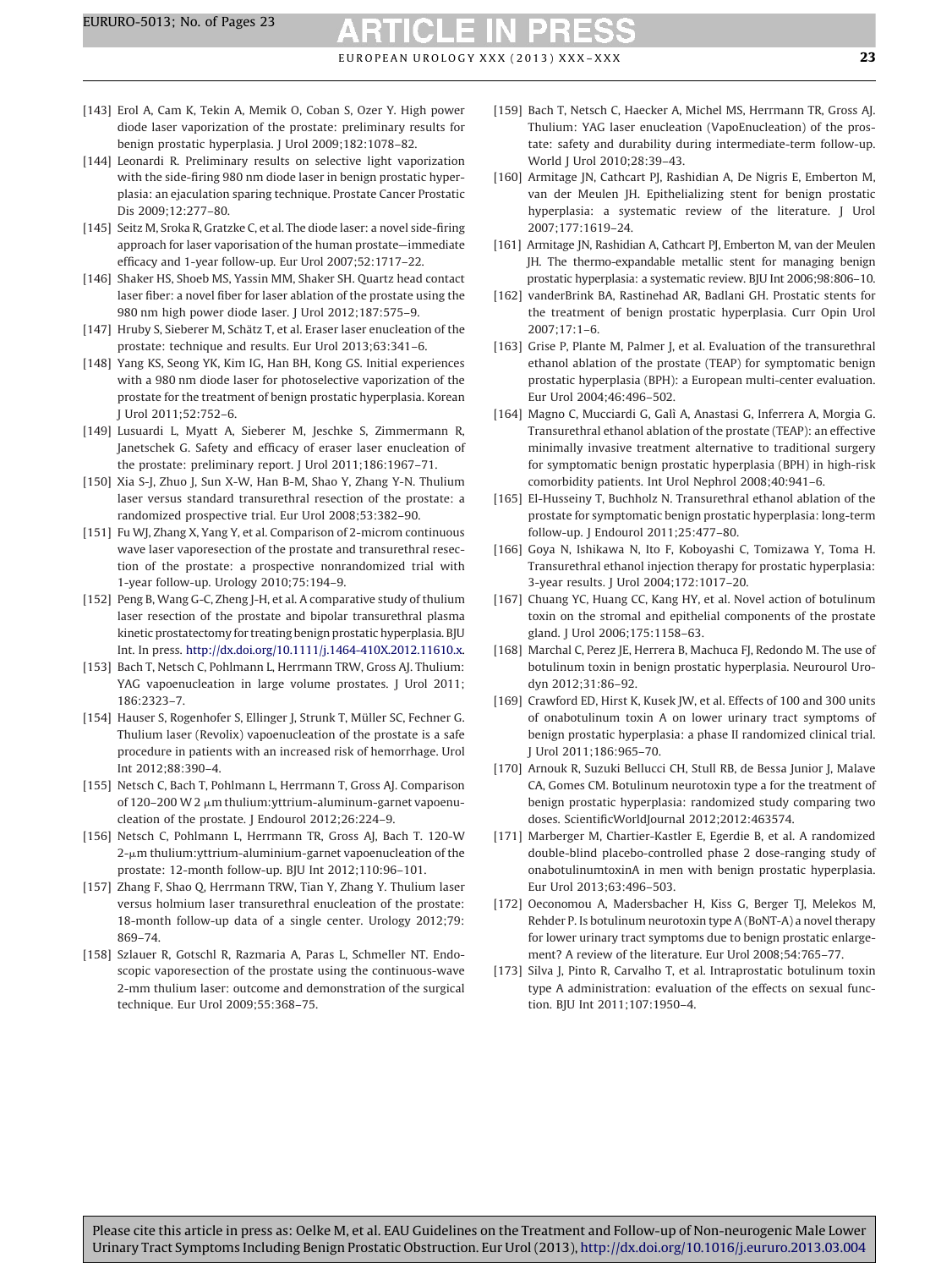[143] Erol A, Cam K, Tekin A, Memik O, Coban S, Ozer Y. High power diode laser vaporization of the prostate: preliminary results for benign prostatic hyperplasia. J Urol 2009;182:1078–82.

[144] Leonardi R. Preliminary results on selective light vaporization with the side-firing 980 nm diode laser in benign prostatic hyperplasia: an ejaculation sparing technique. Prostate Cancer Prostatic Dis 2009;12:277–80.

[145] Seitz M, Sroka R, Gratzke C, et al. The diode laser: a novel side-firing approach for laser vaporisation of the human prostate—immediate efficacy and 1-year follow-up. Eur Urol 2007;52:1717–22.

[146] Shaker HS, Shoeb MS, Yassin MM, Shaker SH. Quartz head contact laser fiber: a novel fiber for laser ablation of the prostate using the 980 nm high power diode laser. J Urol 2012;187:575–9.

[147] Hruby S, Sieberer M, Schätz T, et al. Eraser laser enucleation of the prostate: technique and results. Eur Urol 2013;63:341–6.

[148] Yang KS, Seong YK, Kim IG, Han BH, Kong GS. Initial experiences with a 980 nm diode laser for photoselective vaporization of the prostate for the treatment of benign prostatic hyperplasia. Korean J Urol 2011;52:752–6.

[149] Lusuardi L, Myatt A, Sieberer M, Jeschke S, Zimmermann R, Janetschek G. Safety and efficacy of eraser laser enucleation of the prostate: preliminary report. J Urol 2011;186:1967–71.

[150] Xia S-J, Zhuo J, Sun X-W, Han B-M, Shao Y, Zhang Y-N. Thulium laser versus standard transurethral resection of the prostate: a randomized prospective trial. Eur Urol 2008;53:382–90.

[151] Fu WJ, Zhang X, Yang Y, et al. Comparison of 2-microm continuous wave laser vaporesection of the prostate and transurethral resection of the prostate: a prospective nonrandomized trial with 1-year follow-up. Urology 2010;75:194–9.

[152] Peng B, Wang G-C, Zheng J-H, et al. A comparative study of thulium laser resection of the prostate and bipolar transurethral plasma kinetic prostatectomy for treating benign prostatic hyperplasia. BJU Int. In press. http://dx.doi.org/10.1111/j.1464-410X.2012.11610.x.

[153] Bach T, Netsch C, Pohlmann L, Herrmann TRW, Gross AJ. Thulium: YAG vapoenucleation in large volume prostates. J Urol 2011; 186:2323–7.

[154] Hauser S, Rogenhofer S, Ellinger J, Strunk T, Müller SC, Fechner G. Thulium laser (Revolix) vapoenucleation of the prostate is a safe procedure in patients with an increased risk of hemorrhage. Urol Int 2012;88:390–4.

[155] Netsch C, Bach T, Pohlmann L, Herrmann T, Gross AJ. Comparison of 120–200 W 2 μm thulium:yttrium-aluminum-garnet vapoenucleation of the prostate. J Endourol 2012;26:224–9.

[156] Netsch C, Pohlmann L, Herrmann TR, Gross AJ, Bach T. 120-W 2-μm thulium:yttrium-aluminium-garnet vapoenucleation of the prostate: 12-month follow-up. BJU Int 2012;110:96–101.

[157] Zhang F, Shao Q, Herrmann TRW, Tian Y, Zhang Y. Thulium laser versus holmium laser transurethral enucleation of the prostate: 18-month follow-up data of a single center. Urology 2012;79: 869–74.

[158] Szlauer R, Gotschl R, Razmaria A, Paras L, Schmeller NT. Endoscopic vaporesection of the prostate using the continuous-wave 2-mm thulium laser: outcome and demonstration of the surgical technique. Eur Urol 2009;55:368–75.

[159] Bach T, Netsch C, Haecker A, Michel MS, Herrmann TR, Gross AJ. Thulium: YAG laser enucleation (VapoEnucleation) of the prostate: safety and durability during intermediate-term follow-up. World J Urol 2010;28:39–43.

[160] Armitage JN, Cathcart PJ, Rashidian A, De Nigris E, Emberton M, van der Meulen JH. Epithelializing stent for benign prostatic hyperplasia: a systematic review of the literature. J Urol 2007;177:1619–24.

[161] Armitage JN, Rashidian A, Cathcart PJ, Emberton M, van der Meulen JH. The thermo-expandable metallic stent for managing benign prostatic hyperplasia: a systematic review. BJU Int 2006;98:806–10.

[162] vanderBrink BA, Rastinehad AR, Badlani GH. Prostatic stents for the treatment of benign prostatic hyperplasia. Curr Opin Urol 2007;17:1–6.

[163] Grise P, Plante M, Palmer J, et al. Evaluation of the transurethral ethanol ablation of the prostate (TEAP) for symptomatic benign prostatic hyperplasia (BPH): a European multi-center evaluation. Eur Urol 2004;46:496–502.

[164] Magno C, Mucciardi G, Galì A, Anastasi G, Inferrera A, Morgia G. Transurethral ethanol ablation of the prostate (TEAP): an effective minimally invasive treatment alternative to traditional surgery for symptomatic benign prostatic hyperplasia (BPH) in high-risk comorbidity patients. Int Urol Nephrol 2008;40:941–6.

[165] El-Husseiny T, Buchholz N. Transurethral ethanol ablation of the prostate for symptomatic benign prostatic hyperplasia: long-term follow-up. J Endourol 2011;25:477–80.

[166] Goya N, Ishikawa N, Ito F, Koboyashi C, Tomizawa Y, Toma H. Transurethral ethanol injection therapy for prostatic hyperplasia: 3-year results. J Urol 2004;172:1017–20.

[167] Chuang YC, Huang CC, Kang HY, et al. Novel action of botulinum toxin on the stromal and epithelial components of the prostate gland. J Urol 2006;175:1158–63.

[168] Marchal C, Perez JE, Herrera B, Machuca FJ, Redondo M. The use of botulinum toxin in benign prostatic hyperplasia. Neurourol Urodyn 2012;31:86–92.

[169] Crawford ED, Hirst K, Kusek JW, et al. Effects of 100 and 300 units of onabotulinum toxin A on lower urinary tract symptoms of benign prostatic hyperplasia: a phase II randomized clinical trial. J Urol 2011;186:965–70.

[170] Arnouk R, Suzuki Bellucci CH, Stull RB, de Bessa Junior J, Malave CA, Gomes CM. Botulinum neurotoxin type a for the treatment of benign prostatic hyperplasia: randomized study comparing two doses. ScientificWorldJournal 2012;2012:463574.

[171] Marberger M, Chartier-Kastler E, Egerdie B, et al. A randomized double-blind placebo-controlled phase 2 dose-ranging study of onabotulinumtoxinA in men with benign prostatic hyperplasia. Eur Urol 2013;63:496–503.

[172] Oeconomou A, Madersbacher H, Kiss G, Berger TJ, Melekos M, Rehder P. Is botulinum neurotoxin type A (BoNT-A) a novel therapy for lower urinary tract symptoms due to benign prostatic enlargement? A review of the literature. Eur Urol 2008;54:765–77.

[173] Silva J, Pinto R, Carvalho T, et al. Intraprostatic botulinum toxin type A administration: evaluation of the effects on sexual function. BJU Int 2011;107:1950–4.

Please cite this article in press as: Oelke M, et al. EAU Guidelines on the Treatment and Follow-up of Non-neurogenic Male Lower Urinary Tract Symptoms Including Benign Prostatic Obstruction. Eur Urol (2013), http://dx.doi.org/10.1016/j.eururo.2013.03.004